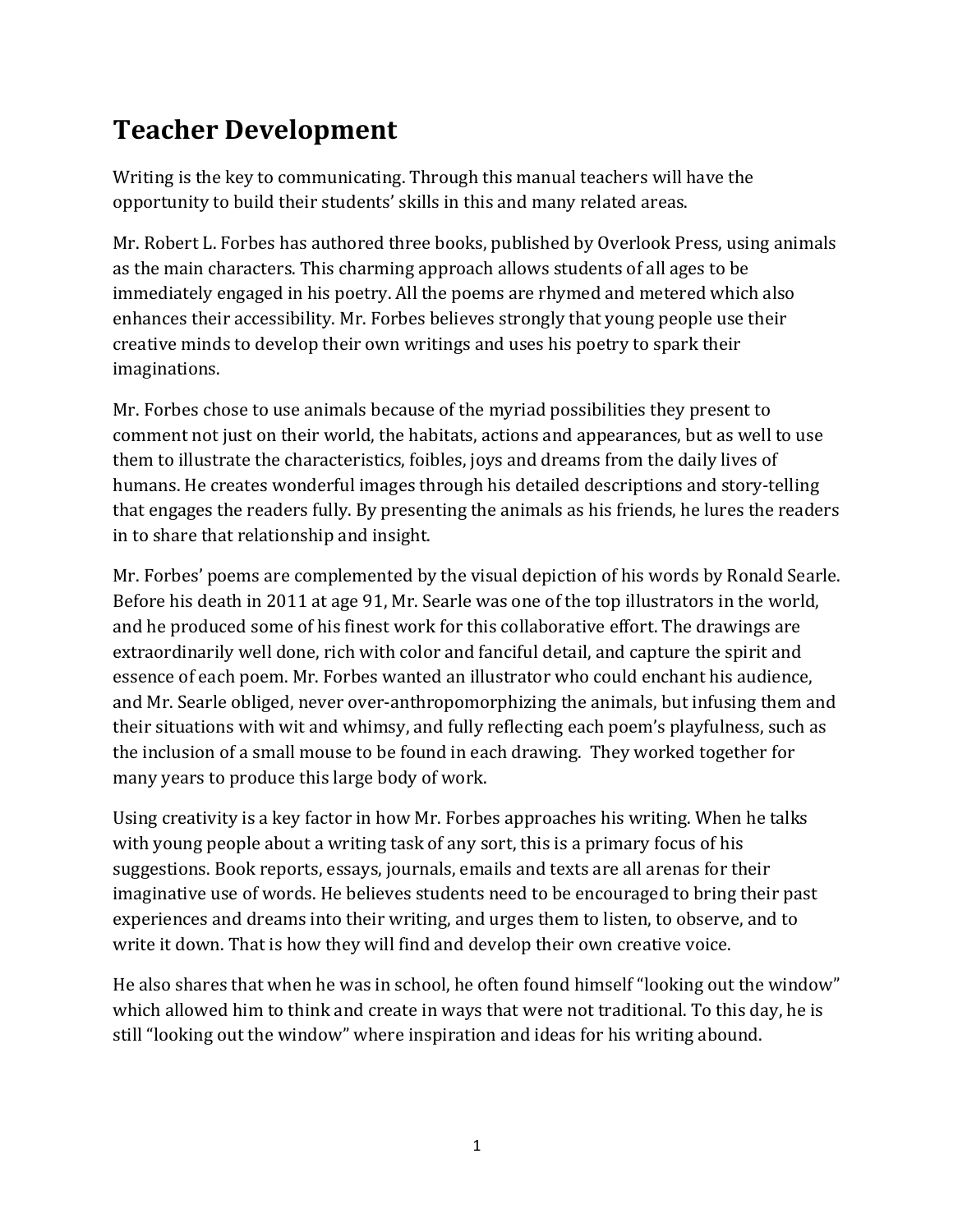# Teacher Development

Writing is the key to communicating. Through this manual teachers will have the opportunity to build their students' skills in this and many related areas.

Mr. Robert L. Forbes has authored three books, published by Overlook Press, using animals as the main characters. This charming approach allows students of all ages to be immediately engaged in his poetry. All the poems are rhymed and metered which also enhances their accessibility. Mr. Forbes believes strongly that young people use their creative minds to develop their own writings and uses his poetry to spark their imaginations.

Mr. Forbes chose to use animals because of the myriad possibilities they present to comment not just on their world, the habitats, actions and appearances, but as well to use them to illustrate the characteristics, foibles, joys and dreams from the daily lives of humans. He creates wonderful images through his detailed descriptions and story-telling that engages the readers fully. By presenting the animals as his friends, he lures the readers in to share that relationship and insight.

Mr. Forbes' poems are complemented by the visual depiction of his words by Ronald Searle. Before his death in 2011 at age 91, Mr. Searle was one of the top illustrators in the world, and he produced some of his finest work for this collaborative effort. The drawings are extraordinarily well done, rich with color and fanciful detail, and capture the spirit and essence of each poem. Mr. Forbes wanted an illustrator who could enchant his audience, and Mr. Searle obliged, never over-anthropomorphizing the animals, but infusing them and their situations with wit and whimsy, and fully reflecting each poem's playfulness, such as the inclusion of a small mouse to be found in each drawing. They worked together for many years to produce this large body of work.

Using creativity is a key factor in how Mr. Forbes approaches his writing. When he talks with young people about a writing task of any sort, this is a primary focus of his suggestions. Book reports, essays, journals, emails and texts are all arenas for their imaginative use of words. He believes students need to be encouraged to bring their past experiences and dreams into their writing, and urges them to listen, to observe, and to write it down. That is how they will find and develop their own creative voice.

He also shares that when he was in school, he often found himself "looking out the window" which allowed him to think and create in ways that were not traditional. To this day, he is still "looking out the window" where inspiration and ideas for his writing abound.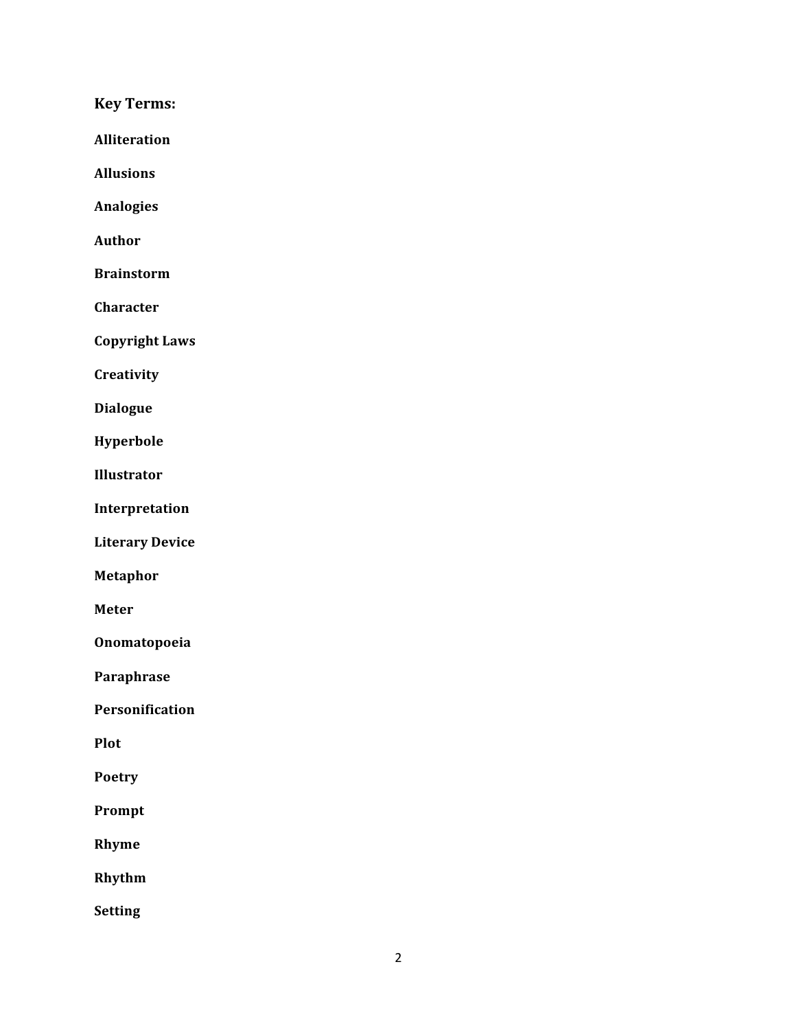**Key Terms:**

**Alliteration**

**Allusions**

**Analogies**

**Author**

**Brainstorm**

**Character**

**Copyright Laws**

**Creativity**

**Dialogue**

**Hyperbole**

**Illustrator**

**Interpretation**

**Literary Device**

**Metaphor**

**Meter**

**Onomatopoeia**

**Paraphrase**

**Personification**

**Plot**

**Poetry**

**Prompt**

**Rhyme**

**Rhythm**

**Setting**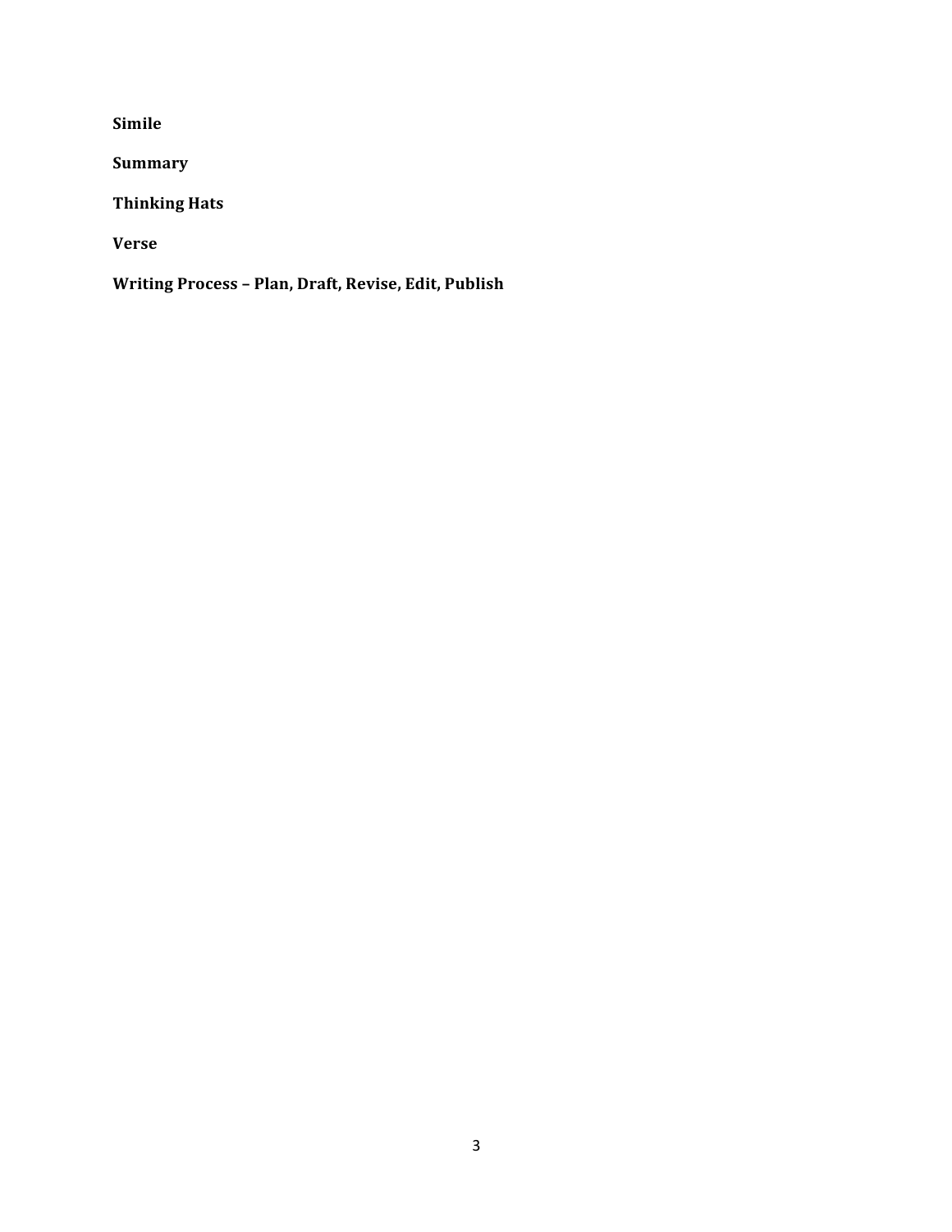**Simile**

**Summary**

**Thinking Hats**

**Verse**

**Writing Process – Plan, Draft, Revise, Edit, Publish**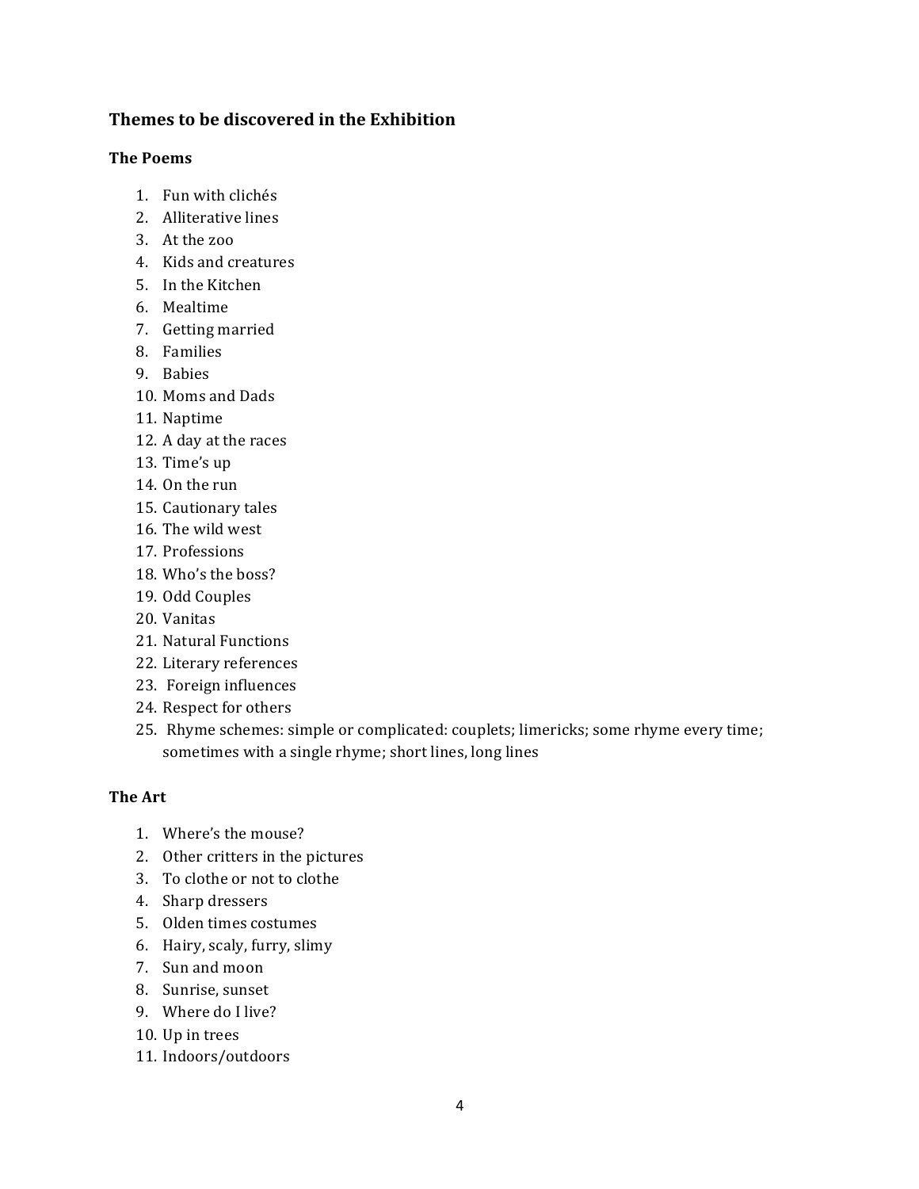## Themes to be discovered in the Exhibition

### The Poems

1. Fun with clichés
2. Alliterative lines
3. At the zoo
4. Kids and creatures
5. In the Kitchen
6. Mealtime
7. Getting married
8. Families
9. Babies
10. Moms and Dads
11. Naptime
12. A day at the races
13. Time's up
14. On the run
15. Cautionary tales
16. The wild west
17. Professions
18. Who's the boss?
19. Odd Couples
20. Vanitas
21. Natural Functions
22. Literary references
23. Foreign influences
24. Respect for others
25. Rhyme schemes: simple or complicated: couplets; limericks; some rhyme every time; sometimes with a single rhyme; short lines, long lines

### The Art

1. Where's the mouse?
2. Other critters in the pictures
3. To clothe or not to clothe
4. Sharp dressers
5. Olden times costumes
6. Hairy, scaly, furry, slimy
7. Sun and moon
8. Sunrise, sunset
9. Where do I live?
10. Up in trees
11. Indoors/outdoors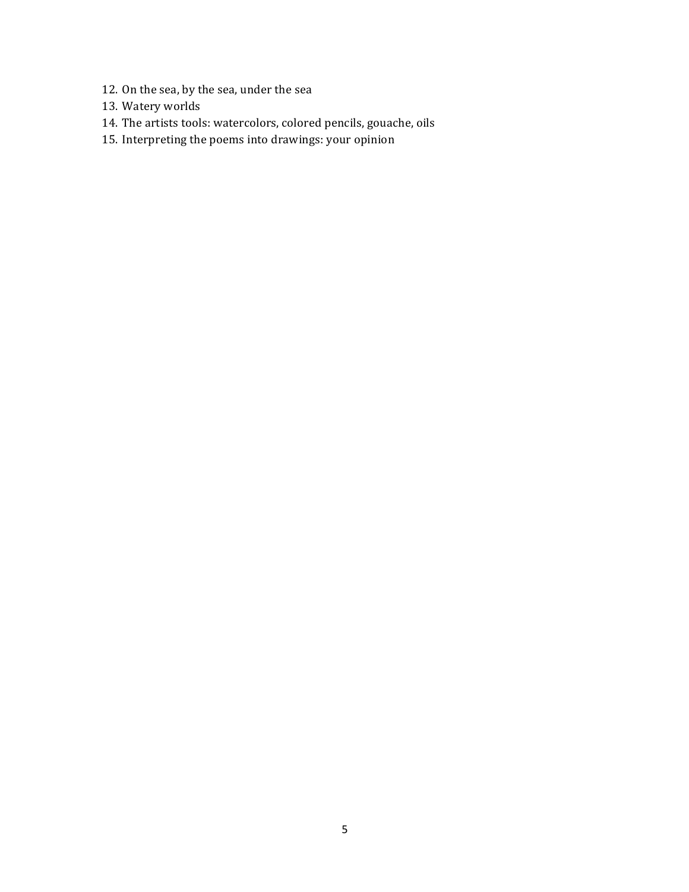12. On the sea, by the sea, under the sea
13. Watery worlds
14. The artists tools: watercolors, colored pencils, gouache, oils
15. Interpreting the poems into drawings: your opinion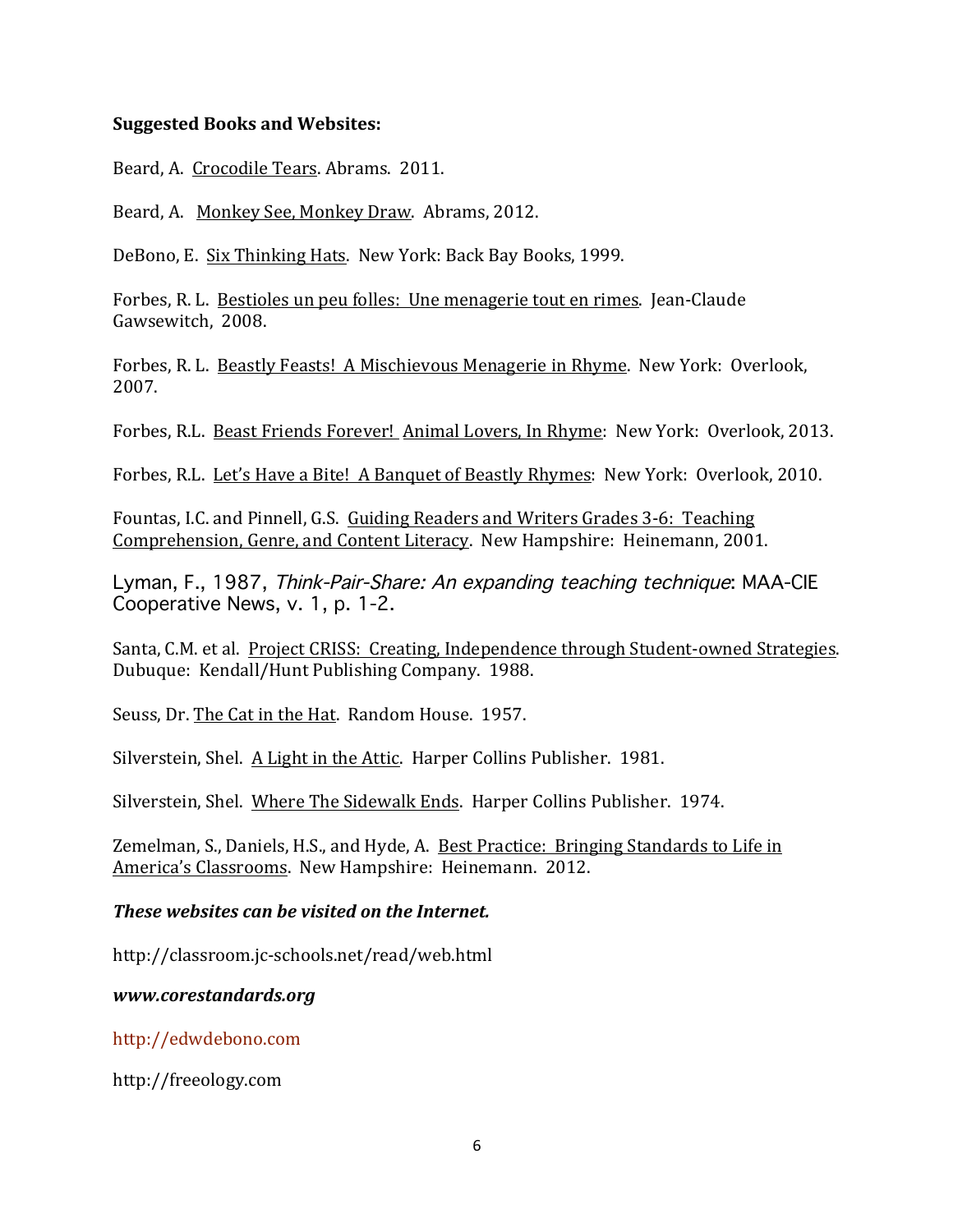**Suggested Books and Websites:**

Beard, A. Crocodile Tears. Abrams. 2011.

Beard, A. Monkey See, Monkey Draw. Abrams, 2012.

DeBono, E. Six Thinking Hats. New York: Back Bay Books, 1999.

Forbes, R. L. Bestioles un peu folles: Une menagerie tout en rimes. Jean-Claude Gawsewitch, 2008.

Forbes, R. L. Beastly Feasts! A Mischievous Menagerie in Rhyme. New York: Overlook, 2007.

Forbes, R.L. Beast Friends Forever! Animal Lovers, In Rhyme: New York: Overlook, 2013.

Forbes, R.L. Let's Have a Bite! A Banquet of Beastly Rhymes: New York: Overlook, 2010.

Fountas, I.C. and Pinnell, G.S. Guiding Readers and Writers Grades 3-6: Teaching Comprehension, Genre, and Content Literacy. New Hampshire: Heinemann, 2001.

Lyman, F., 1987, *Think-Pair-Share: An expanding teaching technique*: MAA-CIE Cooperative News, v. 1, p. 1-2.

Santa, C.M. et al. Project CRISS: Creating, Independence through Student-owned Strategies. Dubuque: Kendall/Hunt Publishing Company. 1988.

Seuss, Dr. The Cat in the Hat. Random House. 1957.

Silverstein, Shel. A Light in the Attic. Harper Collins Publisher. 1981.

Silverstein, Shel. Where The Sidewalk Ends. Harper Collins Publisher. 1974.

Zemelman, S., Daniels, H.S., and Hyde, A. Best Practice: Bringing Standards to Life in America's Classrooms. New Hampshire: Heinemann. 2012.

***These websites can be visited on the Internet.***

http://classroom.jc-schools.net/read/web.html

***www.corestandards.org***

http://edwdebono.com

http://freeology.com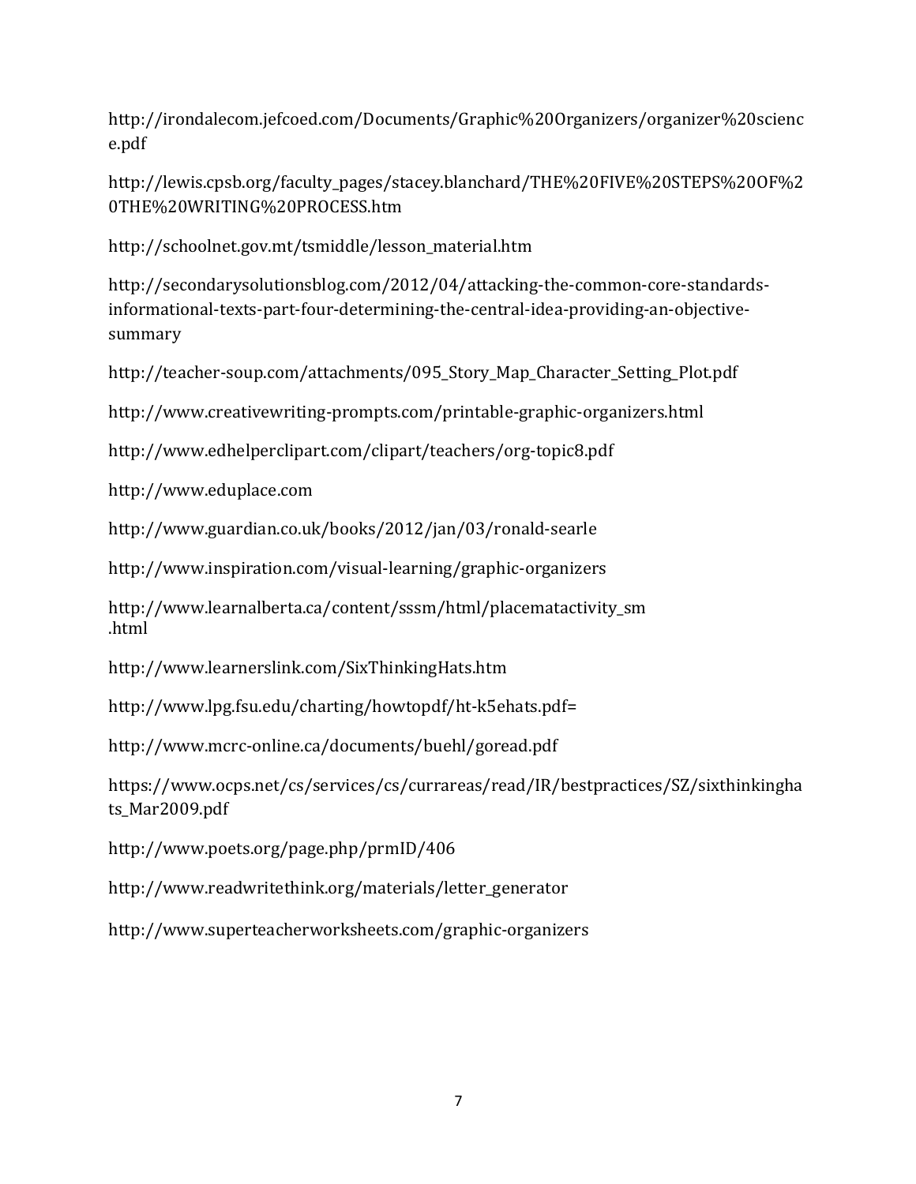http://irondalecom.jefcoed.com/Documents/Graphic%20Organizers/organizer%20science.pdf

http://lewis.cpsb.org/faculty_pages/stacey.blanchard/THE%20FIVE%20STEPS%20OF%20THE%20WRITING%20PROCESS.htm

http://schoolnet.gov.mt/tsmiddle/lesson_material.htm

http://secondarysolutionsblog.com/2012/04/attacking-the-common-core-standards-informational-texts-part-four-determining-the-central-idea-providing-an-objective-summary

http://teacher-soup.com/attachments/095_Story_Map_Character_Setting_Plot.pdf

http://www.creativewriting-prompts.com/printable-graphic-organizers.html

http://www.edhelperclipart.com/clipart/teachers/org-topic8.pdf

http://www.eduplace.com

http://www.guardian.co.uk/books/2012/jan/03/ronald-searle

http://www.inspiration.com/visual-learning/graphic-organizers

http://www.learnalberta.ca/content/sssm/html/placematactivity_sm.html

http://www.learnerslink.com/SixThinkingHats.htm

http://www.lpg.fsu.edu/charting/howtopdf/ht-k5ehats.pdf=

http://www.mcrc-online.ca/documents/buehl/goread.pdf

https://www.ocps.net/cs/services/cs/currareas/read/IR/bestpractices/SZ/sixthinkinghats_Mar2009.pdf

http://www.poets.org/page.php/prmID/406

http://www.readwritethink.org/materials/letter_generator

http://www.superteacherworksheets.com/graphic-organizers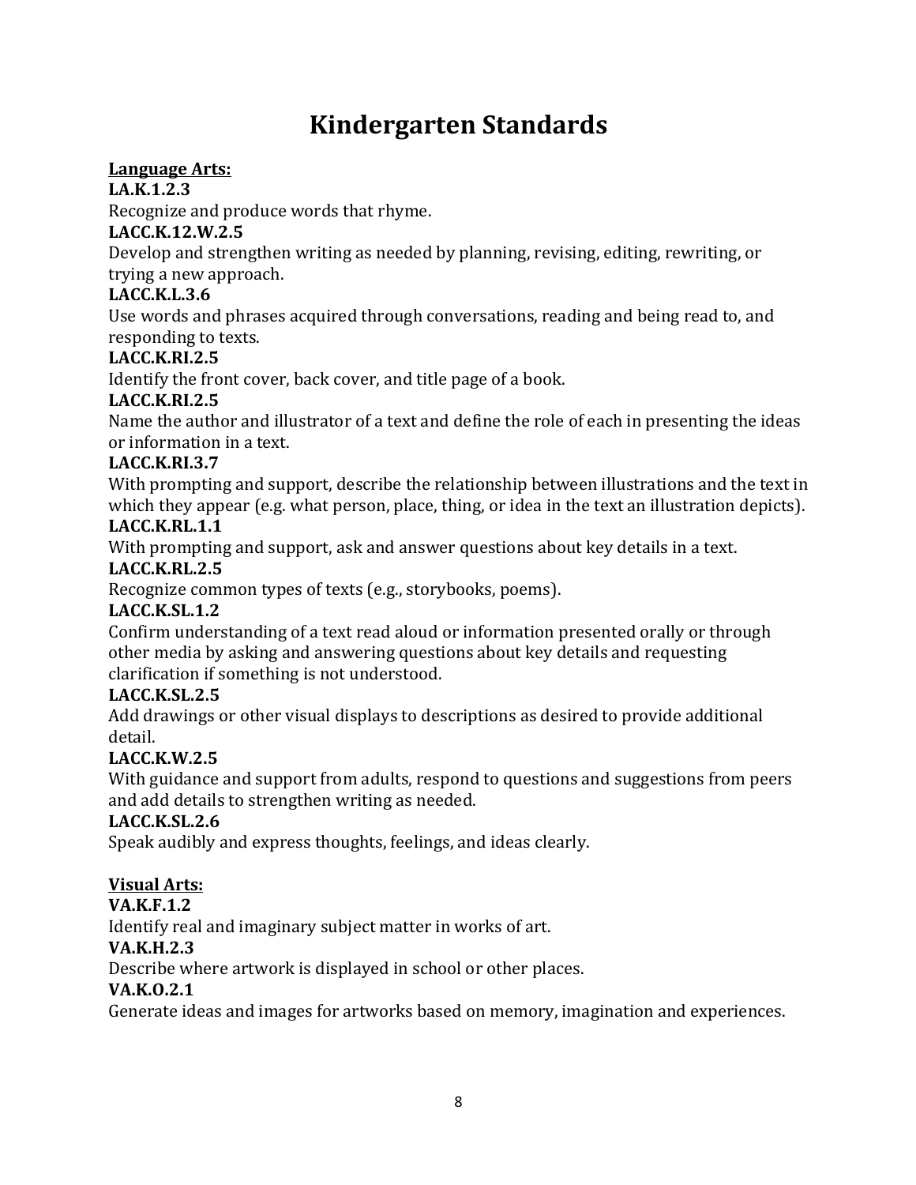# Kindergarten Standards

**Language Arts:**

**LA.K.1.2.3**
Recognize and produce words that rhyme.

**LACC.K.12.W.2.5**
Develop and strengthen writing as needed by planning, revising, editing, rewriting, or trying a new approach.

**LACC.K.L.3.6**
Use words and phrases acquired through conversations, reading and being read to, and responding to texts.

**LACC.K.RI.2.5**
Identify the front cover, back cover, and title page of a book.

**LACC.K.RI.2.5**
Name the author and illustrator of a text and define the role of each in presenting the ideas or information in a text.

**LACC.K.RI.3.7**
With prompting and support, describe the relationship between illustrations and the text in which they appear (e.g. what person, place, thing, or idea in the text an illustration depicts).

**LACC.K.RL.1.1**
With prompting and support, ask and answer questions about key details in a text.

**LACC.K.RL.2.5**
Recognize common types of texts (e.g., storybooks, poems).

**LACC.K.SL.1.2**
Confirm understanding of a text read aloud or information presented orally or through other media by asking and answering questions about key details and requesting clarification if something is not understood.

**LACC.K.SL.2.5**
Add drawings or other visual displays to descriptions as desired to provide additional detail.

**LACC.K.W.2.5**
With guidance and support from adults, respond to questions and suggestions from peers and add details to strengthen writing as needed.

**LACC.K.SL.2.6**
Speak audibly and express thoughts, feelings, and ideas clearly.

**Visual Arts:**

**VA.K.F.1.2**
Identify real and imaginary subject matter in works of art.

**VA.K.H.2.3**
Describe where artwork is displayed in school or other places.

**VA.K.O.2.1**
Generate ideas and images for artworks based on memory, imagination and experiences.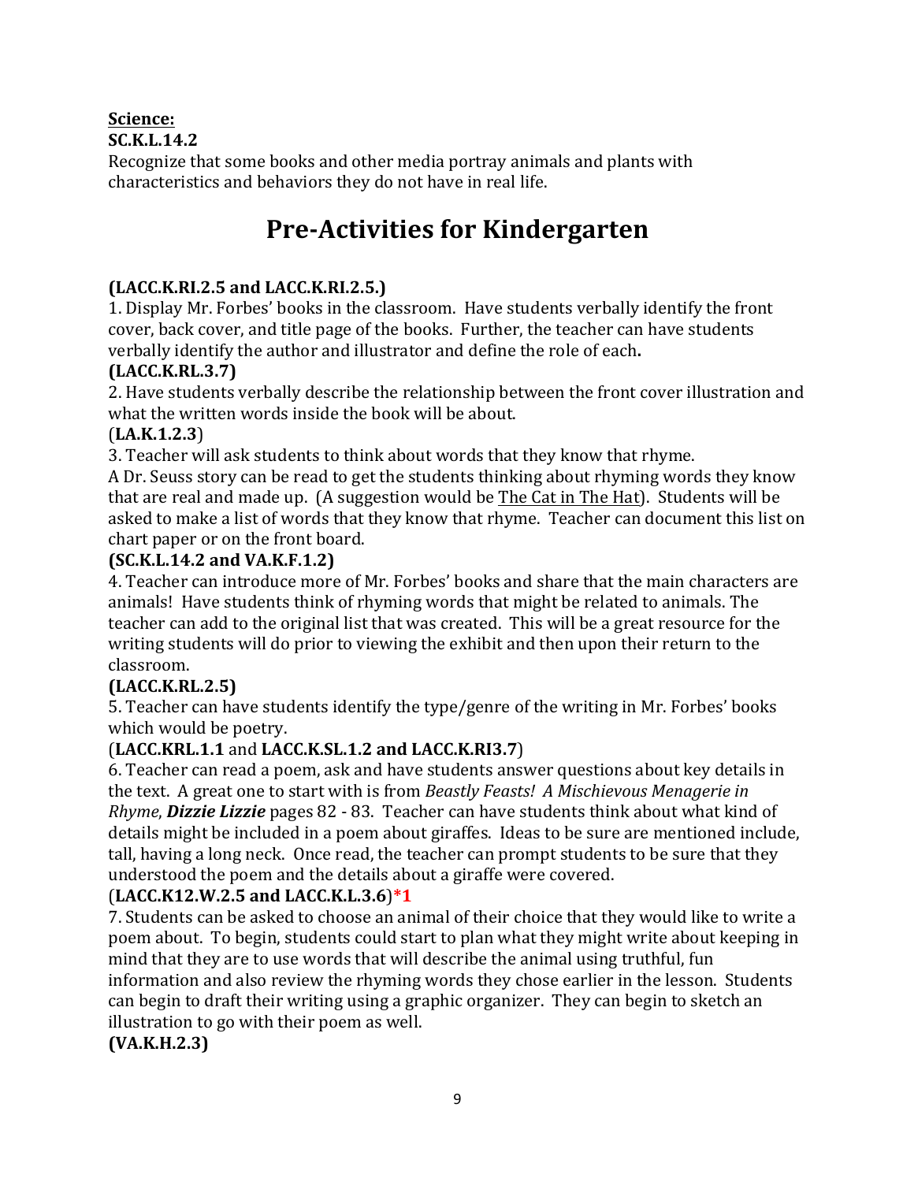**<u>Science:</u>**

**SC.K.L.14.2**

Recognize that some books and other media portray animals and plants with characteristics and behaviors they do not have in real life.

# Pre-Activities for Kindergarten

**(LACC.K.RI.2.5 and LACC.K.RI.2.5.)**

1. Display Mr. Forbes' books in the classroom. Have students verbally identify the front cover, back cover, and title page of the books. Further, the teacher can have students verbally identify the author and illustrator and define the role of each**.**

**(LACC.K.RL.3.7)**

2. Have students verbally describe the relationship between the front cover illustration and what the written words inside the book will be about.

(**LA.K.1.2.3**)

3. Teacher will ask students to think about words that they know that rhyme.
A Dr. Seuss story can be read to get the students thinking about rhyming words they know that are real and made up. (A suggestion would be <u>The Cat in The Hat</u>). Students will be asked to make a list of words that they know that rhyme. Teacher can document this list on chart paper or on the front board.

**(SC.K.L.14.2 and VA.K.F.1.2)**

4. Teacher can introduce more of Mr. Forbes' books and share that the main characters are animals! Have students think of rhyming words that might be related to animals. The teacher can add to the original list that was created. This will be a great resource for the writing students will do prior to viewing the exhibit and then upon their return to the classroom.

**(LACC.K.RL.2.5)**

5. Teacher can have students identify the type/genre of the writing in Mr. Forbes' books which would be poetry.

(**LACC.KRL.1.1** and **LACC.K.SL.1.2 and LACC.K.RI3.7**)

6. Teacher can read a poem, ask and have students answer questions about key details in the text. A great one to start with is from *Beastly Feasts! A Mischievous Menagerie in Rhyme*, ***Dizzie Lizzie*** pages 82 - 83. Teacher can have students think about what kind of details might be included in a poem about giraffes. Ideas to be sure are mentioned include, tall, having a long neck. Once read, the teacher can prompt students to be sure that they understood the poem and the details about a giraffe were covered.

(**LACC.K12.W.2.5 and LACC.K.L.3.6**)**\*1**

7. Students can be asked to choose an animal of their choice that they would like to write a poem about. To begin, students could start to plan what they might write about keeping in mind that they are to use words that will describe the animal using truthful, fun information and also review the rhyming words they chose earlier in the lesson. Students can begin to draft their writing using a graphic organizer. They can begin to sketch an illustration to go with their poem as well.

**(VA.K.H.2.3)**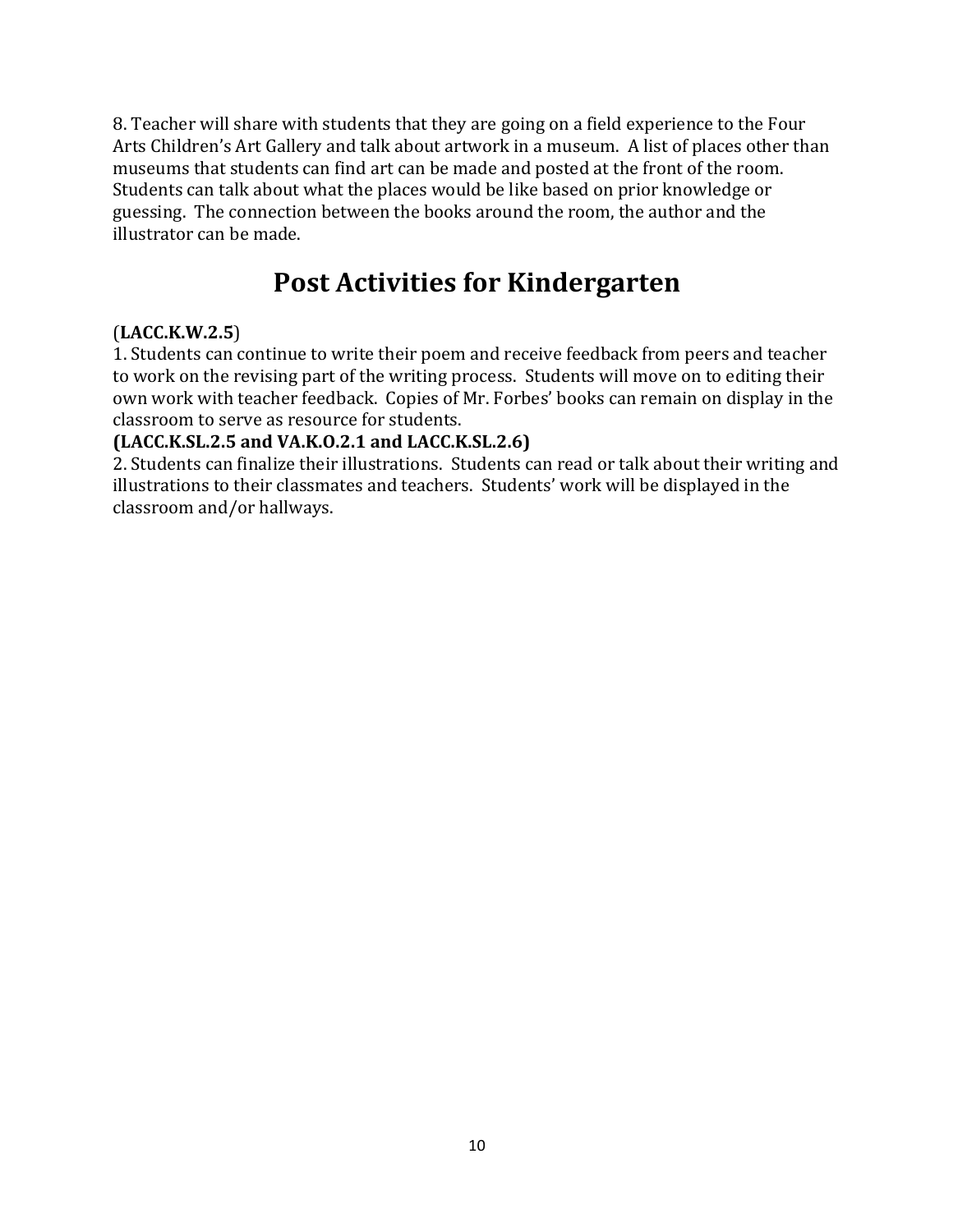8. Teacher will share with students that they are going on a field experience to the Four Arts Children's Art Gallery and talk about artwork in a museum. A list of places other than museums that students can find art can be made and posted at the front of the room. Students can talk about what the places would be like based on prior knowledge or guessing. The connection between the books around the room, the author and the illustrator can be made.

## Post Activities for Kindergarten

(**LACC.K.W.2.5**)
1. Students can continue to write their poem and receive feedback from peers and teacher to work on the revising part of the writing process. Students will move on to editing their own work with teacher feedback. Copies of Mr. Forbes' books can remain on display in the classroom to serve as resource for students.

**(LACC.K.SL.2.5 and VA.K.O.2.1 and LACC.K.SL.2.6)**
2. Students can finalize their illustrations. Students can read or talk about their writing and illustrations to their classmates and teachers. Students' work will be displayed in the classroom and/or hallways.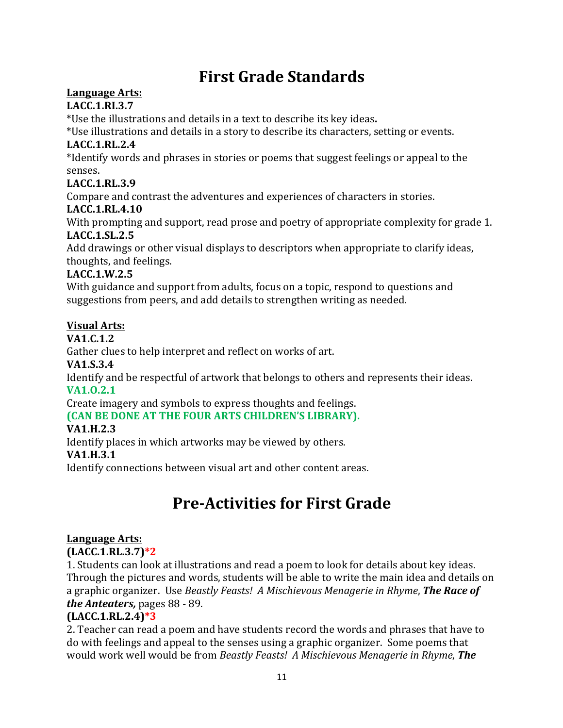# First Grade Standards

**Language Arts:**

**LACC.1.RI.3.7**

*Use the illustrations and details in a text to describe its key ideas**.**

*Use illustrations and details in a story to describe its characters, setting or events.

**LACC.1.RL.2.4**

*Identify words and phrases in stories or poems that suggest feelings or appeal to the senses.

**LACC.1.RL.3.9**

Compare and contrast the adventures and experiences of characters in stories.

**LACC.1.RL.4.10**

With prompting and support, read prose and poetry of appropriate complexity for grade 1.

**LACC.1.SL.2.5**

Add drawings or other visual displays to descriptors when appropriate to clarify ideas, thoughts, and feelings.

**LACC.1.W.2.5**

With guidance and support from adults, focus on a topic, respond to questions and suggestions from peers, and add details to strengthen writing as needed.

**Visual Arts:**

**VA1.C.1.2**

Gather clues to help interpret and reflect on works of art.

**VA1.S.3.4**

Identify and be respectful of artwork that belongs to others and represents their ideas.

**VA1.O.2.1**

Create imagery and symbols to express thoughts and feelings.

**(CAN BE DONE AT THE FOUR ARTS CHILDREN'S LIBRARY).**

**VA1.H.2.3**

Identify places in which artworks may be viewed by others.

**VA1.H.3.1**

Identify connections between visual art and other content areas.

# Pre-Activities for First Grade

**Language Arts:**

**(LACC.1.RL.3.7)*2**

1. Students can look at illustrations and read a poem to look for details about key ideas. Through the pictures and words, students will be able to write the main idea and details on a graphic organizer. Use *Beastly Feasts! A Mischievous Menagerie in Rhyme*, ***The Race of the Anteaters,*** pages 88 - 89.

**(LACC.1.RL.2.4)*3**

2. Teacher can read a poem and have students record the words and phrases that have to do with feelings and appeal to the senses using a graphic organizer. Some poems that would work well would be from *Beastly Feasts! A Mischievous Menagerie in Rhyme*, ***The***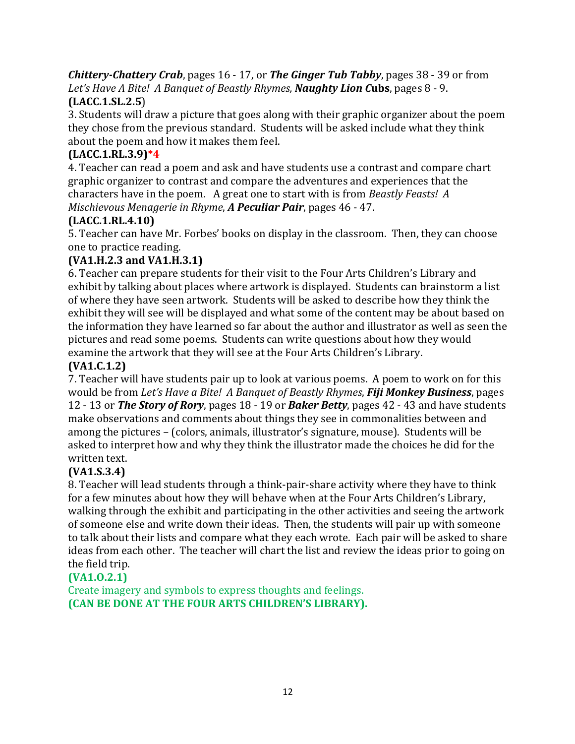***Chittery-Chattery Crab***, pages 16 - 17, or ***The Ginger Tub Tabby***, pages 38 - 39 or from *Let's Have A Bite! A Banquet of Beastly Rhymes,* ***Naughty Lion Cubs***, pages 8 - 9.

**(LACC.1.SL.2.5**)

3. Students will draw a picture that goes along with their graphic organizer about the poem they chose from the previous standard. Students will be asked include what they think about the poem and how it makes them feel.

**(LACC.1.RL.3.9)*4**

4. Teacher can read a poem and ask and have students use a contrast and compare chart graphic organizer to contrast and compare the adventures and experiences that the characters have in the poem. A great one to start with is from *Beastly Feasts! A Mischievous Menagerie in Rhyme*, ***A Peculiar Pair***, pages 46 - 47.

**(LACC.1.RL.4.10)**

5. Teacher can have Mr. Forbes' books on display in the classroom. Then, they can choose one to practice reading.

**(VA1.H.2.3 and VA1.H.3.1)**

6. Teacher can prepare students for their visit to the Four Arts Children's Library and exhibit by talking about places where artwork is displayed. Students can brainstorm a list of where they have seen artwork. Students will be asked to describe how they think the exhibit they will see will be displayed and what some of the content may be about based on the information they have learned so far about the author and illustrator as well as seen the pictures and read some poems. Students can write questions about how they would examine the artwork that they will see at the Four Arts Children's Library.

**(VA1.C.1.2)**

7. Teacher will have students pair up to look at various poems. A poem to work on for this would be from *Let's Have a Bite! A Banquet of Beastly Rhymes*, ***Fiji Monkey Business***, pages 12 - 13 or ***The Story of Rory***, pages 18 - 19 or ***Baker Betty***, pages 42 - 43 and have students make observations and comments about things they see in commonalities between and among the pictures – (colors, animals, illustrator's signature, mouse). Students will be asked to interpret how and why they think the illustrator made the choices he did for the written text.

**(VA1.S.3.4)**

8. Teacher will lead students through a think-pair-share activity where they have to think for a few minutes about how they will behave when at the Four Arts Children's Library, walking through the exhibit and participating in the other activities and seeing the artwork of someone else and write down their ideas. Then, the students will pair up with someone to talk about their lists and compare what they each wrote. Each pair will be asked to share ideas from each other. The teacher will chart the list and review the ideas prior to going on the field trip.

**(VA1.O.2.1)**

Create imagery and symbols to express thoughts and feelings.

**(CAN BE DONE AT THE FOUR ARTS CHILDREN'S LIBRARY).**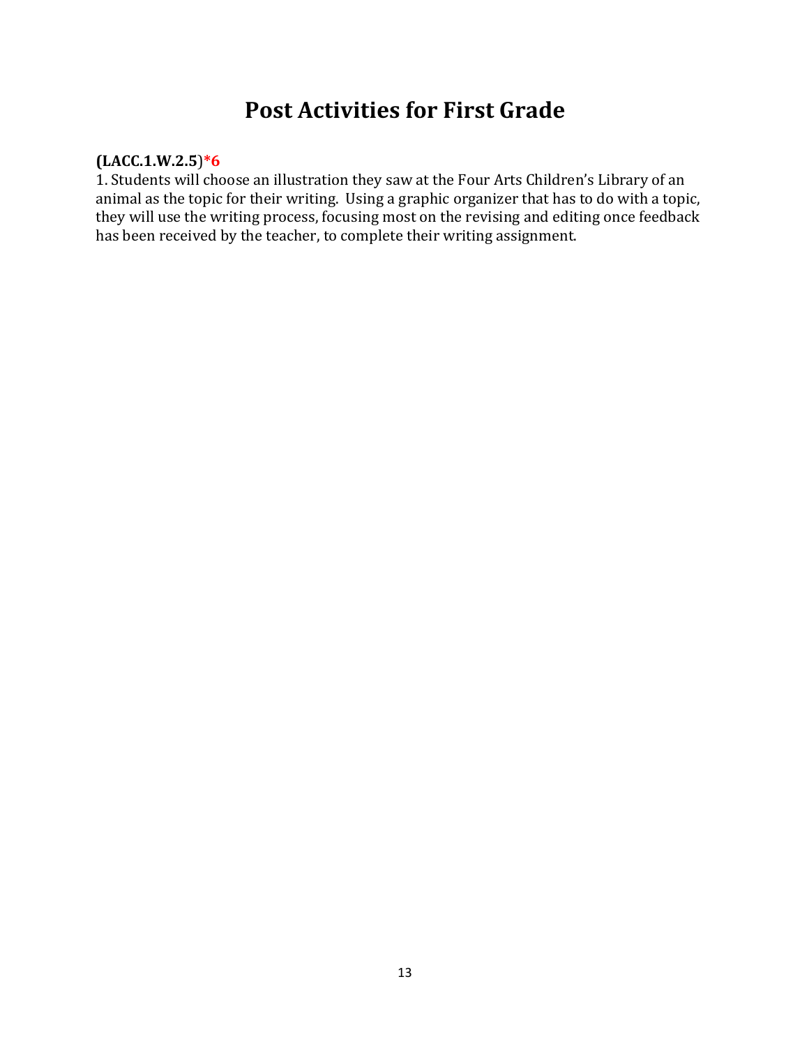# Post Activities for First Grade

**(LACC.1.W.2.5**)***6**

1. Students will choose an illustration they saw at the Four Arts Children's Library of an animal as the topic for their writing. Using a graphic organizer that has to do with a topic, they will use the writing process, focusing most on the revising and editing once feedback has been received by the teacher, to complete their writing assignment.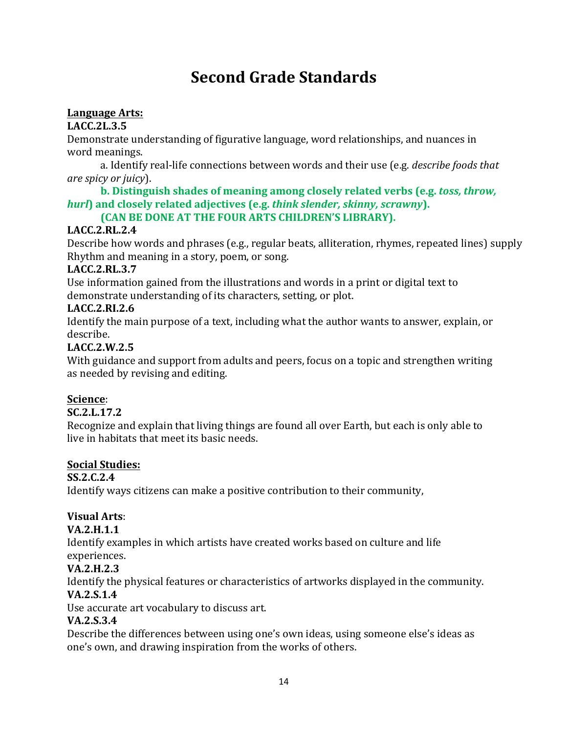# Second Grade Standards

**Language Arts:**

**LACC.2L.3.5**

Demonstrate understanding of figurative language, word relationships, and nuances in word meanings.

a. Identify real-life connections between words and their use (e.g. *describe foods that are spicy or juicy*).

**b. Distinguish shades of meaning among closely related verbs (e.g. *toss, throw, hurl*) and closely related adjectives (e.g. *think slender, skinny, scrawny*).**

**(CAN BE DONE AT THE FOUR ARTS CHILDREN'S LIBRARY).**

**LACC.2.RL.2.4**

Describe how words and phrases (e.g., regular beats, alliteration, rhymes, repeated lines) supply Rhythm and meaning in a story, poem, or song.

**LACC.2.RL.3.7**

Use information gained from the illustrations and words in a print or digital text to demonstrate understanding of its characters, setting, or plot.

**LACC.2.RI.2.6**

Identify the main purpose of a text, including what the author wants to answer, explain, or describe.

**LACC.2.W.2.5**

With guidance and support from adults and peers, focus on a topic and strengthen writing as needed by revising and editing.

**Science**:

**SC.2.L.17.2**

Recognize and explain that living things are found all over Earth, but each is only able to live in habitats that meet its basic needs.

**Social Studies:**

**SS.2.C.2.4**

Identify ways citizens can make a positive contribution to their community,

**Visual Arts**:

**VA.2.H.1.1**

Identify examples in which artists have created works based on culture and life experiences.

**VA.2.H.2.3**

Identify the physical features or characteristics of artworks displayed in the community.

**VA.2.S.1.4**

Use accurate art vocabulary to discuss art.

**VA.2.S.3.4**

Describe the differences between using one's own ideas, using someone else's ideas as one's own, and drawing inspiration from the works of others.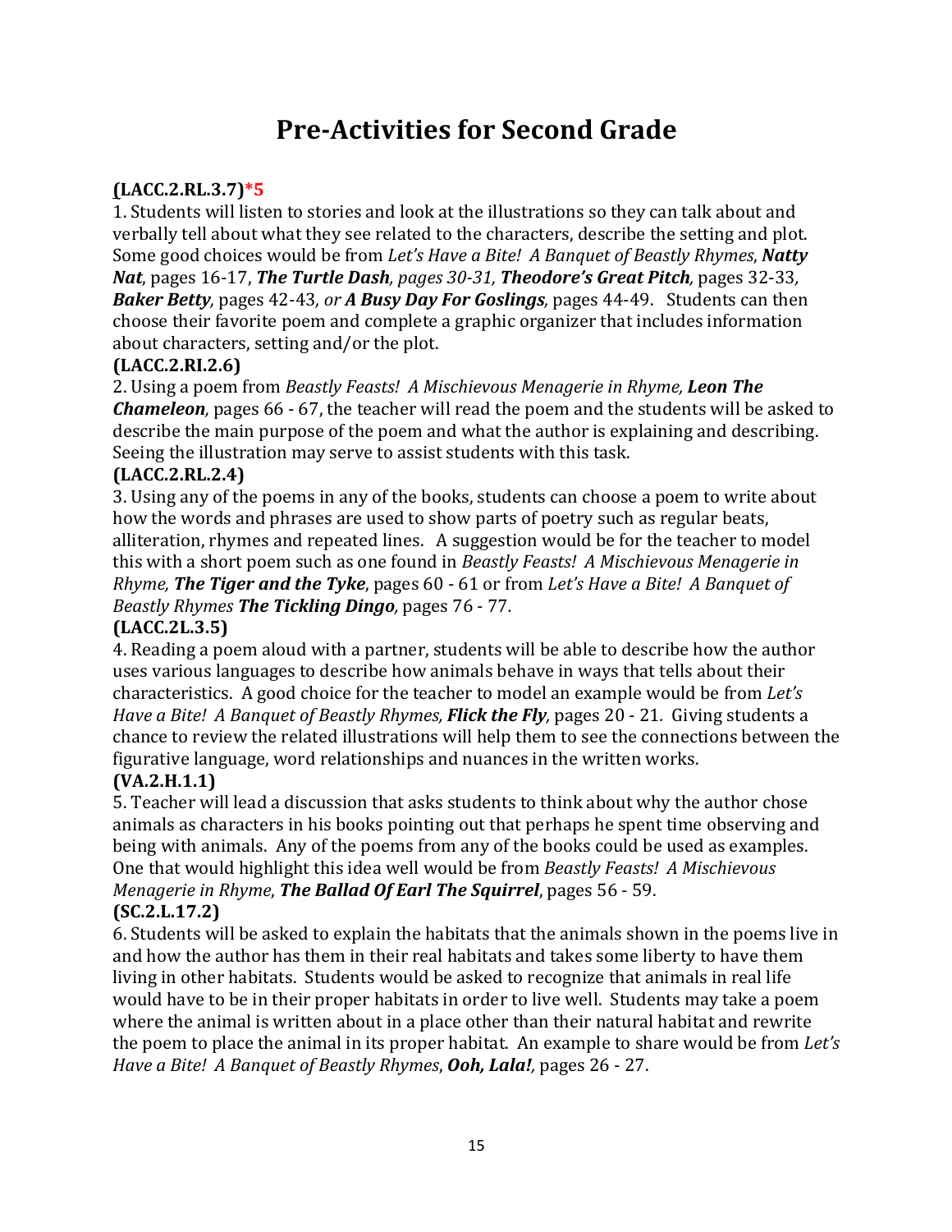# Pre-Activities for Second Grade

**(LACC.2.RL.3.7)*5**

1. Students will listen to stories and look at the illustrations so they can talk about and verbally tell about what they see related to the characters, describe the setting and plot. Some good choices would be from *Let's Have a Bite! A Banquet of Beastly Rhymes*, ***Natty Nat***, pages 16-17, ***The Turtle Dash**, pages 30-31*, ***Theodore's Great Pitch***, pages 32-33, ***Baker Betty***, pages 42-43, *or **A Busy Day For Goslings***, pages 44-49. Students can then choose their favorite poem and complete a graphic organizer that includes information about characters, setting and/or the plot.

**(LACC.2.RI.2.6)**

2. Using a poem from *Beastly Feasts! A Mischievous Menagerie in Rhyme, **Leon The Chameleon***, pages 66 - 67, the teacher will read the poem and the students will be asked to describe the main purpose of the poem and what the author is explaining and describing. Seeing the illustration may serve to assist students with this task.

**(LACC.2.RL.2.4)**

3. Using any of the poems in any of the books, students can choose a poem to write about how the words and phrases are used to show parts of poetry such as regular beats, alliteration, rhymes and repeated lines. A suggestion would be for the teacher to model this with a short poem such as one found in *Beastly Feasts! A Mischievous Menagerie in Rhyme, **The Tiger and the Tyke***, pages 60 - 61 or from *Let's Have a Bite! A Banquet of Beastly Rhymes **The Tickling Dingo***, pages 76 - 77.

**(LACC.2L.3.5)**

4. Reading a poem aloud with a partner, students will be able to describe how the author uses various languages to describe how animals behave in ways that tells about their characteristics. A good choice for the teacher to model an example would be from *Let's Have a Bite! A Banquet of Beastly Rhymes, **Flick the Fly***, pages 20 - 21. Giving students a chance to review the related illustrations will help them to see the connections between the figurative language, word relationships and nuances in the written works.

**(VA.2.H.1.1)**

5. Teacher will lead a discussion that asks students to think about why the author chose animals as characters in his books pointing out that perhaps he spent time observing and being with animals. Any of the poems from any of the books could be used as examples. One that would highlight this idea well would be from *Beastly Feasts! A Mischievous Menagerie in Rhyme*, ***The Ballad Of Earl The Squirrel***, pages 56 - 59.

**(SC.2.L.17.2)**

6. Students will be asked to explain the habitats that the animals shown in the poems live in and how the author has them in their real habitats and takes some liberty to have them living in other habitats. Students would be asked to recognize that animals in real life would have to be in their proper habitats in order to live well. Students may take a poem where the animal is written about in a place other than their natural habitat and rewrite the poem to place the animal in its proper habitat. An example to share would be from *Let's Have a Bite! A Banquet of Beastly Rhymes*, ***Ooh, Lala!***, pages 26 - 27.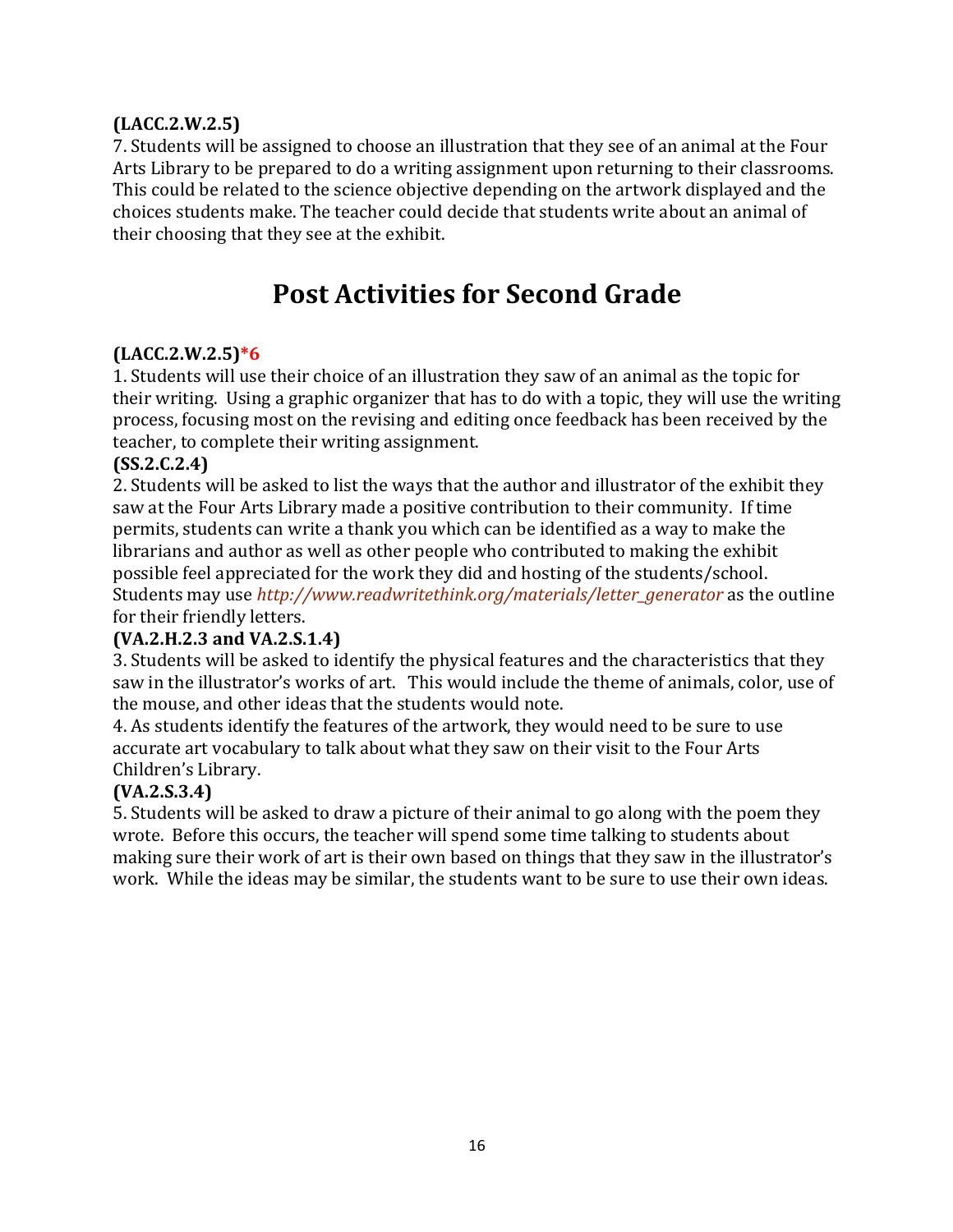**(LACC.2.W.2.5)**
7. Students will be assigned to choose an illustration that they see of an animal at the Four Arts Library to be prepared to do a writing assignment upon returning to their classrooms. This could be related to the science objective depending on the artwork displayed and the choices students make. The teacher could decide that students write about an animal of their choosing that they see at the exhibit.

# Post Activities for Second Grade

**(LACC.2.W.2.5)*6**
1. Students will use their choice of an illustration they saw of an animal as the topic for their writing. Using a graphic organizer that has to do with a topic, they will use the writing process, focusing most on the revising and editing once feedback has been received by the teacher, to complete their writing assignment.
**(SS.2.C.2.4)**
2. Students will be asked to list the ways that the author and illustrator of the exhibit they saw at the Four Arts Library made a positive contribution to their community. If time permits, students can write a thank you which can be identified as a way to make the librarians and author as well as other people who contributed to making the exhibit possible feel appreciated for the work they did and hosting of the students/school. Students may use *http://www.readwritethink.org/materials/letter_generator* as the outline for their friendly letters.
**(VA.2.H.2.3 and VA.2.S.1.4)**
3. Students will be asked to identify the physical features and the characteristics that they saw in the illustrator's works of art. This would include the theme of animals, color, use of the mouse, and other ideas that the students would note.
4. As students identify the features of the artwork, they would need to be sure to use accurate art vocabulary to talk about what they saw on their visit to the Four Arts Children's Library.
**(VA.2.S.3.4)**
5. Students will be asked to draw a picture of their animal to go along with the poem they wrote. Before this occurs, the teacher will spend some time talking to students about making sure their work of art is their own based on things that they saw in the illustrator's work. While the ideas may be similar, the students want to be sure to use their own ideas.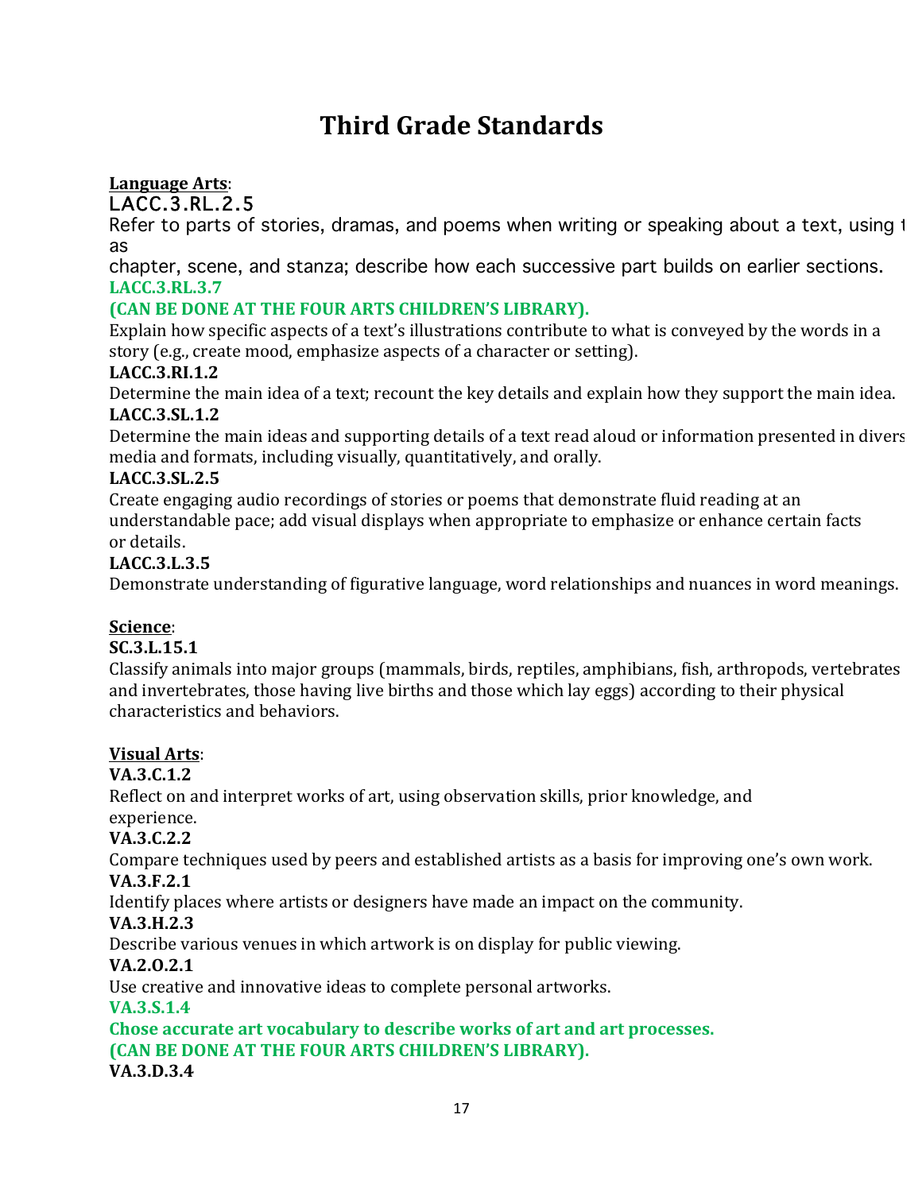# Third Grade Standards

<u>**Language Arts**</u>:

LACC.3.RL.2.5

Refer to parts of stories, dramas, and poems when writing or speaking about a text, using t as chapter, scene, and stanza; describe how each successive part builds on earlier sections.

**LACC.3.RL.3.7**

**(CAN BE DONE AT THE FOUR ARTS CHILDREN'S LIBRARY).**

Explain how specific aspects of a text's illustrations contribute to what is conveyed by the words in a story (e.g., create mood, emphasize aspects of a character or setting).

**LACC.3.RI.1.2**

Determine the main idea of a text; recount the key details and explain how they support the main idea.

**LACC.3.SL.1.2**

Determine the main ideas and supporting details of a text read aloud or information presented in divers media and formats, including visually, quantitatively, and orally.

**LACC.3.SL.2.5**

Create engaging audio recordings of stories or poems that demonstrate fluid reading at an understandable pace; add visual displays when appropriate to emphasize or enhance certain facts or details.

**LACC.3.L.3.5**

Demonstrate understanding of figurative language, word relationships and nuances in word meanings.

<u>**Science**</u>:

**SC.3.L.15.1**

Classify animals into major groups (mammals, birds, reptiles, amphibians, fish, arthropods, vertebrates and invertebrates, those having live births and those which lay eggs) according to their physical characteristics and behaviors.

<u>**Visual Arts**</u>:

**VA.3.C.1.2**

Reflect on and interpret works of art, using observation skills, prior knowledge, and experience.

**VA.3.C.2.2**

Compare techniques used by peers and established artists as a basis for improving one's own work.

**VA.3.F.2.1**

Identify places where artists or designers have made an impact on the community.

**VA.3.H.2.3**

Describe various venues in which artwork is on display for public viewing.

**VA.2.O.2.1**

Use creative and innovative ideas to complete personal artworks.

**VA.3.S.1.4**

**Chose accurate art vocabulary to describe works of art and art processes.**

**(CAN BE DONE AT THE FOUR ARTS CHILDREN'S LIBRARY).**

**VA.3.D.3.4**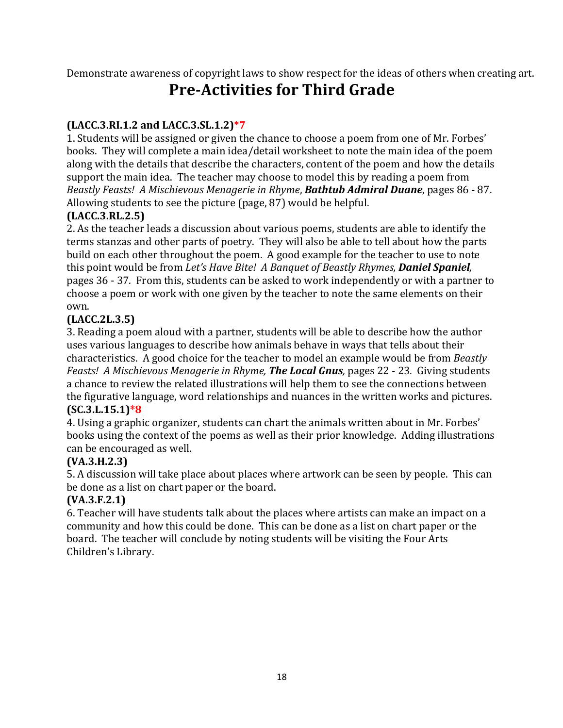Demonstrate awareness of copyright laws to show respect for the ideas of others when creating art.

# Pre-Activities for Third Grade

**(LACC.3.RI.1.2 and LACC.3.SL.1.2)*7**

1. Students will be assigned or given the chance to choose a poem from one of Mr. Forbes' books. They will complete a main idea/detail worksheet to note the main idea of the poem along with the details that describe the characters, content of the poem and how the details support the main idea. The teacher may choose to model this by reading a poem from *Beastly Feasts! A Mischievous Menagerie in Rhyme*, ***Bathtub Admiral Duane***, pages 86 - 87. Allowing students to see the picture (page, 87) would be helpful.

**(LACC.3.RL.2.5)**

2. As the teacher leads a discussion about various poems, students are able to identify the terms stanzas and other parts of poetry. They will also be able to tell about how the parts build on each other throughout the poem. A good example for the teacher to use to note this point would be from *Let's Have Bite! A Banquet of Beastly Rhymes,* ***Daniel Spaniel,*** pages 36 - 37*.* From this, students can be asked to work independently or with a partner to choose a poem or work with one given by the teacher to note the same elements on their own.

**(LACC.2L.3.5)**

3. Reading a poem aloud with a partner, students will be able to describe how the author uses various languages to describe how animals behave in ways that tells about their characteristics. A good choice for the teacher to model an example would be from *Beastly Feasts! A Mischievous Menagerie in Rhyme,* ***The Local Gnus****,* pages 22 - 23*.* Giving students a chance to review the related illustrations will help them to see the connections between the figurative language, word relationships and nuances in the written works and pictures.

**(SC.3.L.15.1)*8**

4. Using a graphic organizer, students can chart the animals written about in Mr. Forbes' books using the context of the poems as well as their prior knowledge. Adding illustrations can be encouraged as well.

**(VA.3.H.2.3)**

5. A discussion will take place about places where artwork can be seen by people. This can be done as a list on chart paper or the board.

**(VA.3.F.2.1)**

6. Teacher will have students talk about the places where artists can make an impact on a community and how this could be done. This can be done as a list on chart paper or the board. The teacher will conclude by noting students will be visiting the Four Arts Children's Library.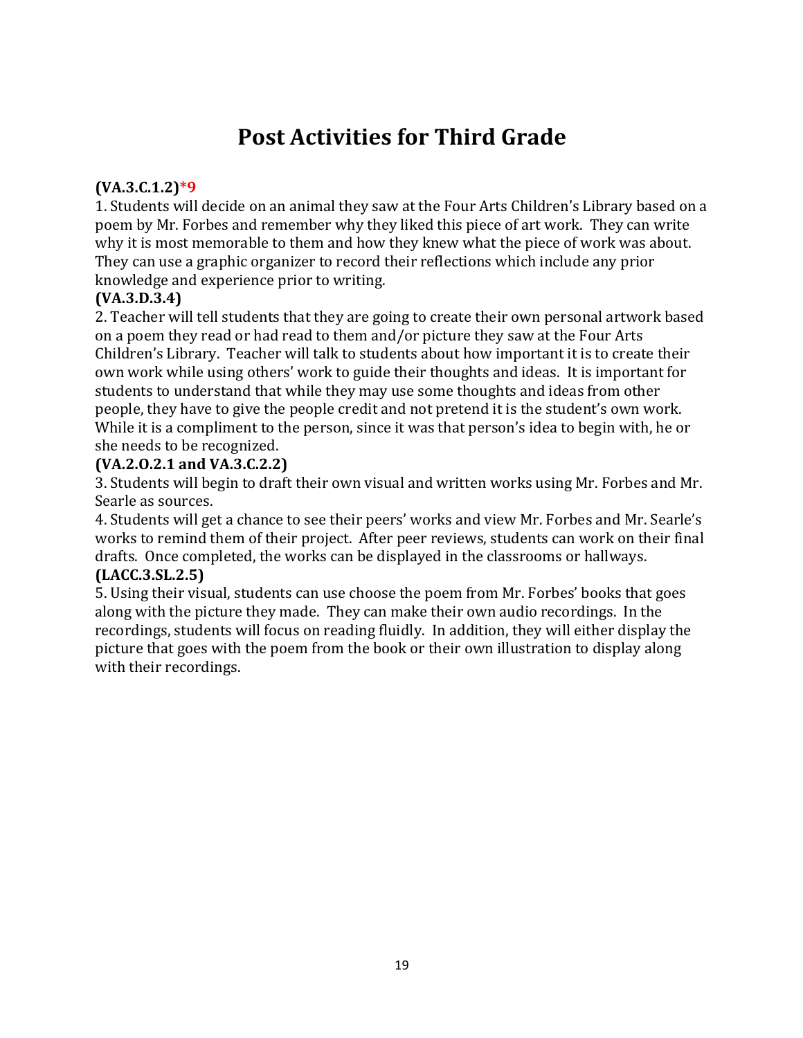# Post Activities for Third Grade

**(VA.3.C.1.2)*9**

1. Students will decide on an animal they saw at the Four Arts Children's Library based on a poem by Mr. Forbes and remember why they liked this piece of art work. They can write why it is most memorable to them and how they knew what the piece of work was about. They can use a graphic organizer to record their reflections which include any prior knowledge and experience prior to writing.

**(VA.3.D.3.4)**

2. Teacher will tell students that they are going to create their own personal artwork based on a poem they read or had read to them and/or picture they saw at the Four Arts Children's Library. Teacher will talk to students about how important it is to create their own work while using others' work to guide their thoughts and ideas. It is important for students to understand that while they may use some thoughts and ideas from other people, they have to give the people credit and not pretend it is the student's own work. While it is a compliment to the person, since it was that person's idea to begin with, he or she needs to be recognized.

**(VA.2.O.2.1 and VA.3.C.2.2)**

3. Students will begin to draft their own visual and written works using Mr. Forbes and Mr. Searle as sources.

4. Students will get a chance to see their peers' works and view Mr. Forbes and Mr. Searle's works to remind them of their project. After peer reviews, students can work on their final drafts. Once completed, the works can be displayed in the classrooms or hallways.

**(LACC.3.SL.2.5)**

5. Using their visual, students can use choose the poem from Mr. Forbes' books that goes along with the picture they made. They can make their own audio recordings. In the recordings, students will focus on reading fluidly. In addition, they will either display the picture that goes with the poem from the book or their own illustration to display along with their recordings.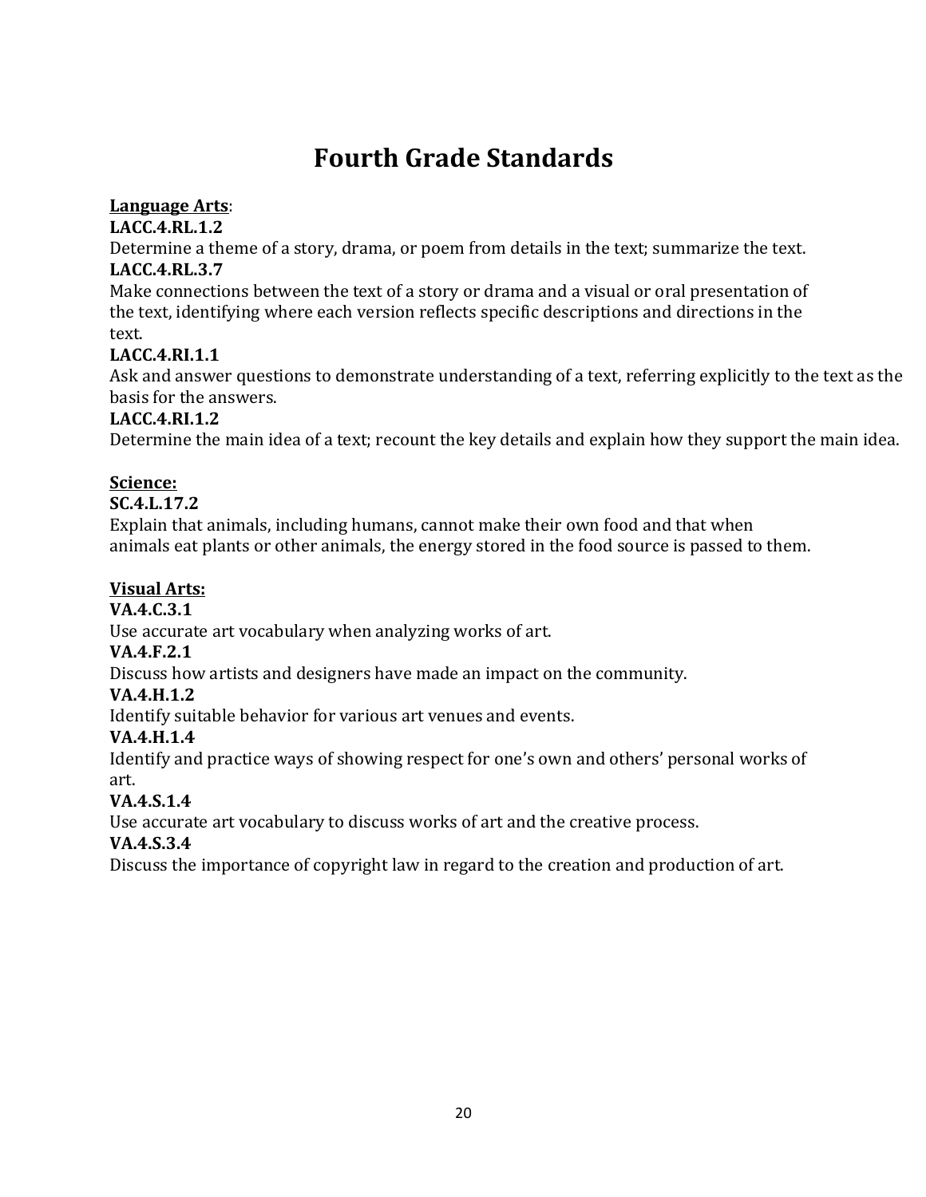# Fourth Grade Standards

**Language Arts**:

**LACC.4.RL.1.2**

Determine a theme of a story, drama, or poem from details in the text; summarize the text.

**LACC.4.RL.3.7**

Make connections between the text of a story or drama and a visual or oral presentation of the text, identifying where each version reflects specific descriptions and directions in the text.

**LACC.4.RI.1.1**

Ask and answer questions to demonstrate understanding of a text, referring explicitly to the text as the basis for the answers.

**LACC.4.RI.1.2**

Determine the main idea of a text; recount the key details and explain how they support the main idea.

**Science:**

**SC.4.L.17.2**

Explain that animals, including humans, cannot make their own food and that when animals eat plants or other animals, the energy stored in the food source is passed to them.

**Visual Arts:**

**VA.4.C.3.1**

Use accurate art vocabulary when analyzing works of art.

**VA.4.F.2.1**

Discuss how artists and designers have made an impact on the community.

**VA.4.H.1.2**

Identify suitable behavior for various art venues and events.

**VA.4.H.1.4**

Identify and practice ways of showing respect for one's own and others' personal works of art.

**VA.4.S.1.4**

Use accurate art vocabulary to discuss works of art and the creative process.

**VA.4.S.3.4**

Discuss the importance of copyright law in regard to the creation and production of art.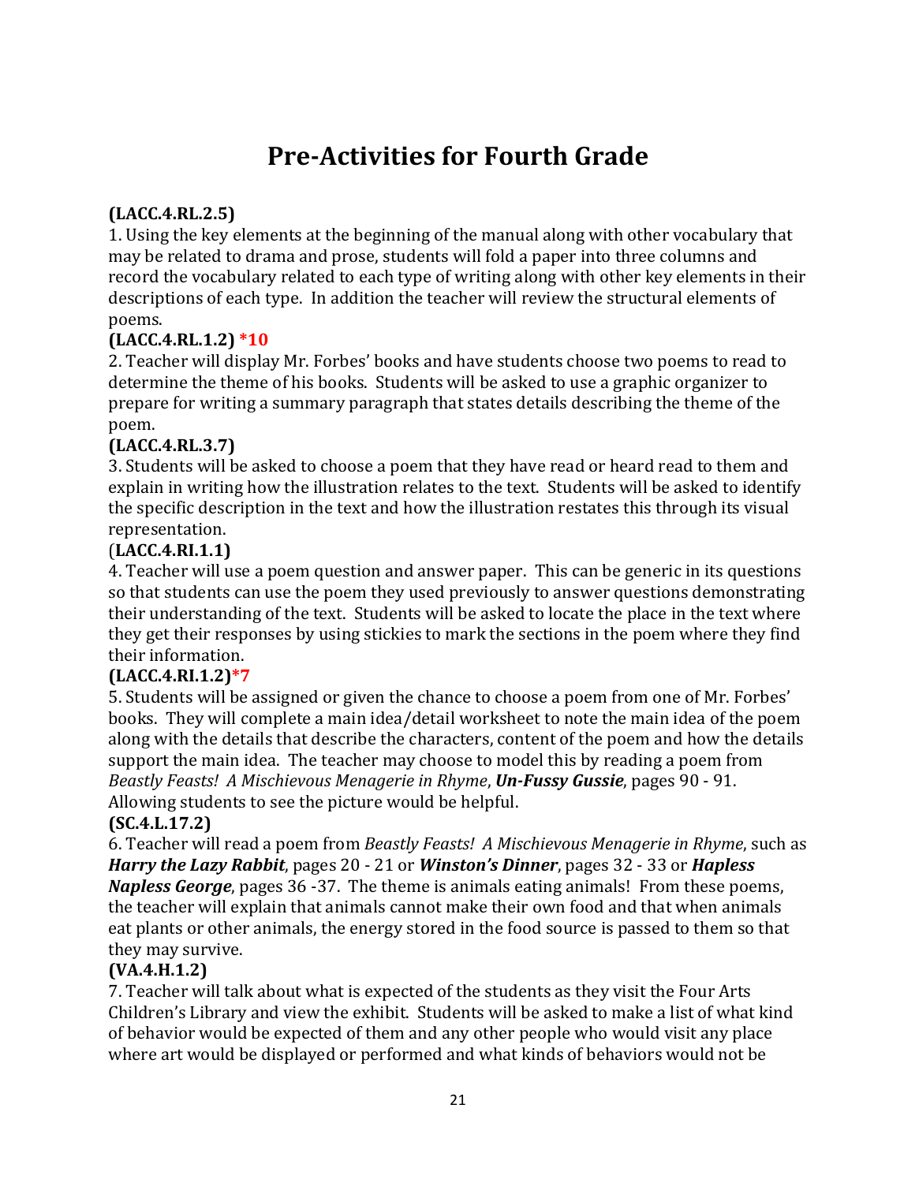# Pre-Activities for Fourth Grade

**(LACC.4.RL.2.5)**
1. Using the key elements at the beginning of the manual along with other vocabulary that may be related to drama and prose, students will fold a paper into three columns and record the vocabulary related to each type of writing along with other key elements in their descriptions of each type. In addition the teacher will review the structural elements of poems.

**(LACC.4.RL.1.2) *10**
2. Teacher will display Mr. Forbes' books and have students choose two poems to read to determine the theme of his books. Students will be asked to use a graphic organizer to prepare for writing a summary paragraph that states details describing the theme of the poem.

**(LACC.4.RL.3.7)**
3. Students will be asked to choose a poem that they have read or heard read to them and explain in writing how the illustration relates to the text. Students will be asked to identify the specific description in the text and how the illustration restates this through its visual representation.

(**LACC.4.RI.1.1)**
4. Teacher will use a poem question and answer paper. This can be generic in its questions so that students can use the poem they used previously to answer questions demonstrating their understanding of the text. Students will be asked to locate the place in the text where they get their responses by using stickies to mark the sections in the poem where they find their information.

**(LACC.4.RI.1.2)*7**
5. Students will be assigned or given the chance to choose a poem from one of Mr. Forbes' books. They will complete a main idea/detail worksheet to note the main idea of the poem along with the details that describe the characters, content of the poem and how the details support the main idea. The teacher may choose to model this by reading a poem from *Beastly Feasts! A Mischievous Menagerie in Rhyme*, ***Un-Fussy Gussie***, pages 90 - 91. Allowing students to see the picture would be helpful.

**(SC.4.L.17.2)**
6. Teacher will read a poem from *Beastly Feasts! A Mischievous Menagerie in Rhyme*, such as ***Harry the Lazy Rabbit***, pages 20 - 21 or ***Winston's Dinner***, pages 32 - 33 or ***Hapless Napless George***, pages 36 -37. The theme is animals eating animals! From these poems, the teacher will explain that animals cannot make their own food and that when animals eat plants or other animals, the energy stored in the food source is passed to them so that they may survive.

**(VA.4.H.1.2)**
7. Teacher will talk about what is expected of the students as they visit the Four Arts Children's Library and view the exhibit. Students will be asked to make a list of what kind of behavior would be expected of them and any other people who would visit any place where art would be displayed or performed and what kinds of behaviors would not be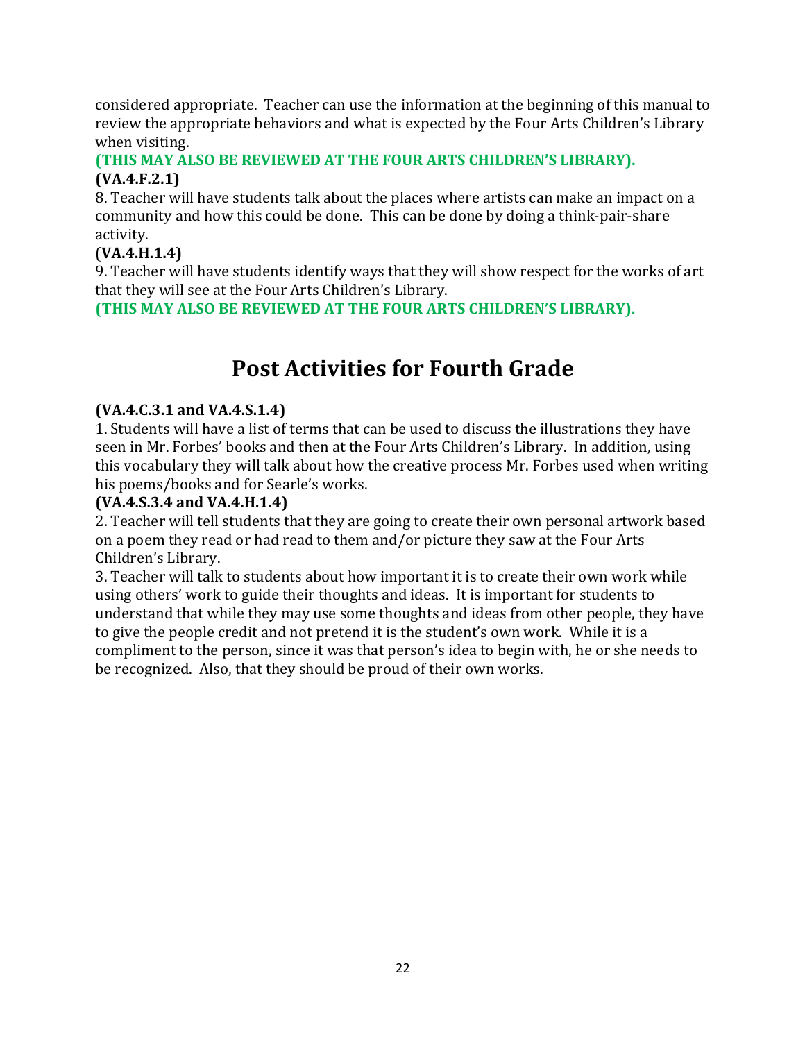considered appropriate. Teacher can use the information at the beginning of this manual to review the appropriate behaviors and what is expected by the Four Arts Children's Library when visiting.

**(THIS MAY ALSO BE REVIEWED AT THE FOUR ARTS CHILDREN'S LIBRARY).**

**(VA.4.F.2.1)**

8. Teacher will have students talk about the places where artists can make an impact on a community and how this could be done. This can be done by doing a think-pair-share activity.

(**VA.4.H.1.4)**

9. Teacher will have students identify ways that they will show respect for the works of art that they will see at the Four Arts Children's Library.

**(THIS MAY ALSO BE REVIEWED AT THE FOUR ARTS CHILDREN'S LIBRARY).**

# Post Activities for Fourth Grade

**(VA.4.C.3.1 and VA.4.S.1.4)**

1. Students will have a list of terms that can be used to discuss the illustrations they have seen in Mr. Forbes' books and then at the Four Arts Children's Library. In addition, using this vocabulary they will talk about how the creative process Mr. Forbes used when writing his poems/books and for Searle's works.

**(VA.4.S.3.4 and VA.4.H.1.4)**

2. Teacher will tell students that they are going to create their own personal artwork based on a poem they read or had read to them and/or picture they saw at the Four Arts Children's Library.

3. Teacher will talk to students about how important it is to create their own work while using others' work to guide their thoughts and ideas. It is important for students to understand that while they may use some thoughts and ideas from other people, they have to give the people credit and not pretend it is the student's own work. While it is a compliment to the person, since it was that person's idea to begin with, he or she needs to be recognized. Also, that they should be proud of their own works.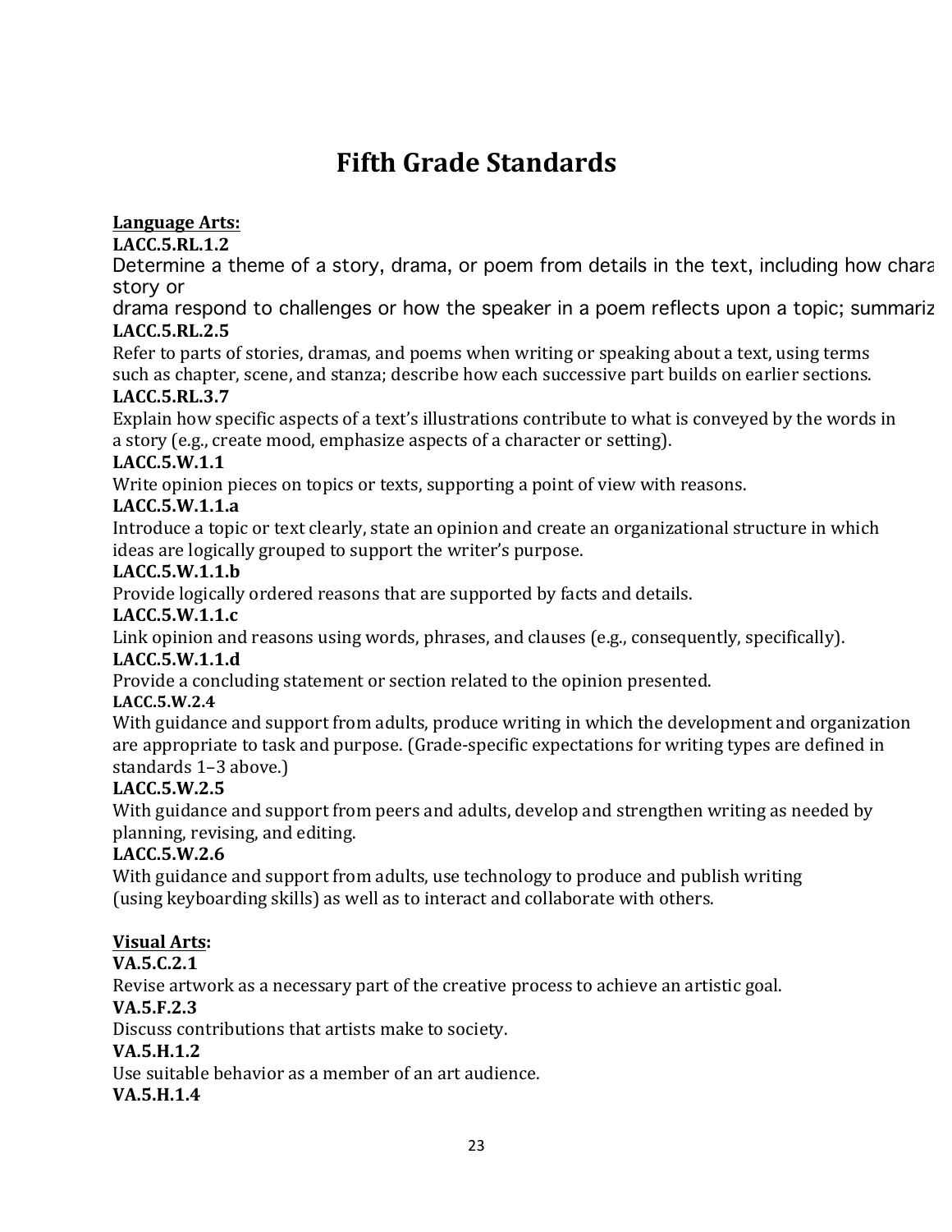# Fifth Grade Standards

**Language Arts:**

**LACC.5.RL.1.2**

Determine a theme of a story, drama, or poem from details in the text, including how chara story or drama respond to challenges or how the speaker in a poem reflects upon a topic; summariz

**LACC.5.RL.2.5**

Refer to parts of stories, dramas, and poems when writing or speaking about a text, using terms such as chapter, scene, and stanza; describe how each successive part builds on earlier sections.

**LACC.5.RL.3.7**

Explain how specific aspects of a text's illustrations contribute to what is conveyed by the words in a story (e.g., create mood, emphasize aspects of a character or setting).

**LACC.5.W.1.1**

Write opinion pieces on topics or texts, supporting a point of view with reasons.

**LACC.5.W.1.1.a**

Introduce a topic or text clearly, state an opinion and create an organizational structure in which ideas are logically grouped to support the writer's purpose.

**LACC.5.W.1.1.b**

Provide logically ordered reasons that are supported by facts and details.

**LACC.5.W.1.1.c**

Link opinion and reasons using words, phrases, and clauses (e.g., consequently, specifically).

**LACC.5.W.1.1.d**

Provide a concluding statement or section related to the opinion presented.

**LACC.5.W.2.4**

With guidance and support from adults, produce writing in which the development and organization are appropriate to task and purpose. (Grade-specific expectations for writing types are defined in standards 1–3 above.)

**LACC.5.W.2.5**

With guidance and support from peers and adults, develop and strengthen writing as needed by planning, revising, and editing.

**LACC.5.W.2.6**

With guidance and support from adults, use technology to produce and publish writing (using keyboarding skills) as well as to interact and collaborate with others.

**Visual Arts:**

**VA.5.C.2.1**

Revise artwork as a necessary part of the creative process to achieve an artistic goal.

**VA.5.F.2.3**

Discuss contributions that artists make to society.

**VA.5.H.1.2**

Use suitable behavior as a member of an art audience.

**VA.5.H.1.4**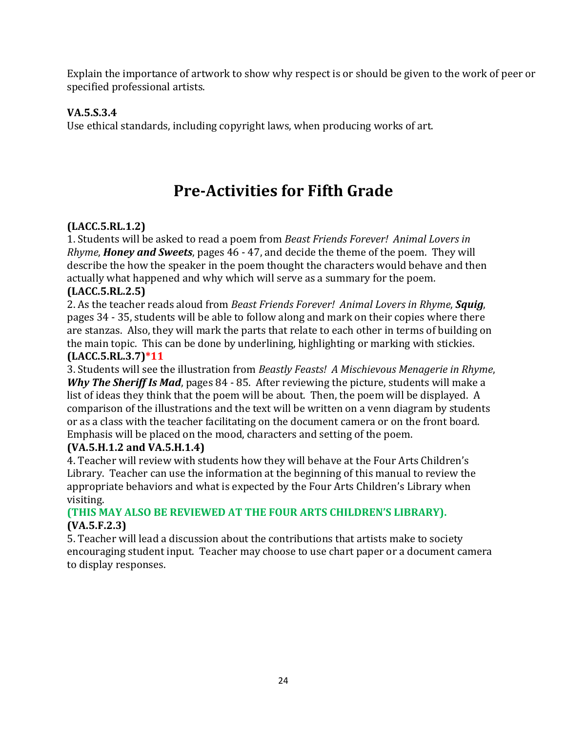Explain the importance of artwork to show why respect is or should be given to the work of peer or specified professional artists.

**VA.5.S.3.4**
Use ethical standards, including copyright laws, when producing works of art.

# Pre-Activities for Fifth Grade

**(LACC.5.RL.1.2)**
1. Students will be asked to read a poem from *Beast Friends Forever! Animal Lovers in Rhyme*, ***Honey and Sweets***, pages 46 - 47, and decide the theme of the poem. They will describe the how the speaker in the poem thought the characters would behave and then actually what happened and why which will serve as a summary for the poem.
**(LACC.5.RL.2.5)**
2. As the teacher reads aloud from *Beast Friends Forever! Animal Lovers in Rhyme*, ***Squig***, pages 34 - 35, students will be able to follow along and mark on their copies where there are stanzas. Also, they will mark the parts that relate to each other in terms of building on the main topic. This can be done by underlining, highlighting or marking with stickies.
**(LACC.5.RL.3.7)*11**
3. Students will see the illustration from *Beastly Feasts! A Mischievous Menagerie in Rhyme*, ***Why The Sheriff Is Mad***, pages 84 - 85. After reviewing the picture, students will make a list of ideas they think that the poem will be about. Then, the poem will be displayed. A comparison of the illustrations and the text will be written on a venn diagram by students or as a class with the teacher facilitating on the document camera or on the front board. Emphasis will be placed on the mood, characters and setting of the poem.
**(VA.5.H.1.2 and VA.5.H.1.4)**
4. Teacher will review with students how they will behave at the Four Arts Children's Library. Teacher can use the information at the beginning of this manual to review the appropriate behaviors and what is expected by the Four Arts Children's Library when visiting.
**(THIS MAY ALSO BE REVIEWED AT THE FOUR ARTS CHILDREN'S LIBRARY).**
**(VA.5.F.2.3)**
5. Teacher will lead a discussion about the contributions that artists make to society encouraging student input. Teacher may choose to use chart paper or a document camera to display responses.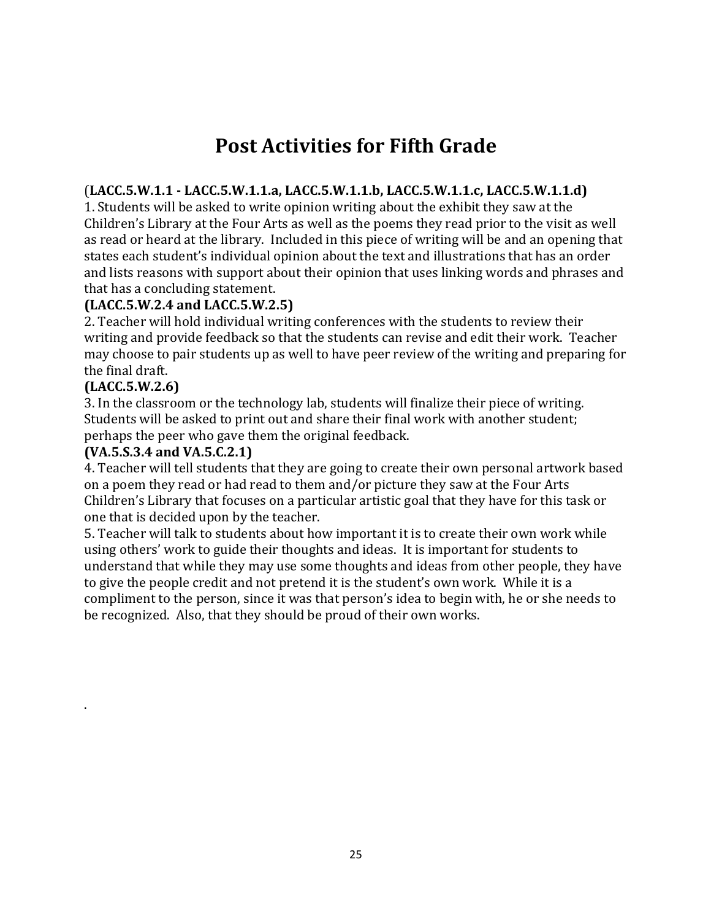# Post Activities for Fifth Grade

(**LACC.5.W.1.1 - LACC.5.W.1.1.a, LACC.5.W.1.1.b, LACC.5.W.1.1.c, LACC.5.W.1.1.d)**

1. Students will be asked to write opinion writing about the exhibit they saw at the Children's Library at the Four Arts as well as the poems they read prior to the visit as well as read or heard at the library. Included in this piece of writing will be and an opening that states each student's individual opinion about the text and illustrations that has an order and lists reasons with support about their opinion that uses linking words and phrases and that has a concluding statement.

**(LACC.5.W.2.4 and LACC.5.W.2.5)**

2. Teacher will hold individual writing conferences with the students to review their writing and provide feedback so that the students can revise and edit their work. Teacher may choose to pair students up as well to have peer review of the writing and preparing for the final draft.

**(LACC.5.W.2.6)**

3. In the classroom or the technology lab, students will finalize their piece of writing. Students will be asked to print out and share their final work with another student; perhaps the peer who gave them the original feedback.

**(VA.5.S.3.4 and VA.5.C.2.1)**

4. Teacher will tell students that they are going to create their own personal artwork based on a poem they read or had read to them and/or picture they saw at the Four Arts Children's Library that focuses on a particular artistic goal that they have for this task or one that is decided upon by the teacher.

5. Teacher will talk to students about how important it is to create their own work while using others' work to guide their thoughts and ideas. It is important for students to understand that while they may use some thoughts and ideas from other people, they have to give the people credit and not pretend it is the student's own work. While it is a compliment to the person, since it was that person's idea to begin with, he or she needs to be recognized. Also, that they should be proud of their own works.

.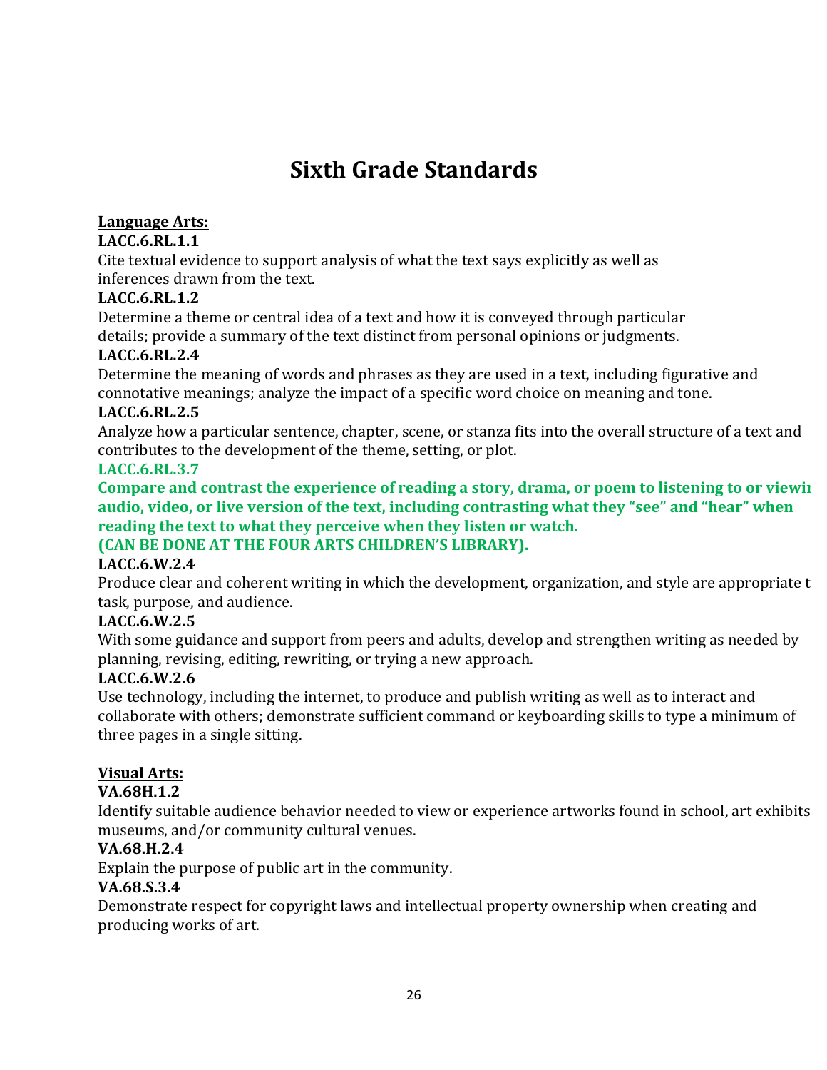# Sixth Grade Standards

**Language Arts:**

**LACC.6.RL.1.1**

Cite textual evidence to support analysis of what the text says explicitly as well as inferences drawn from the text.

**LACC.6.RL.1.2**

Determine a theme or central idea of a text and how it is conveyed through particular details; provide a summary of the text distinct from personal opinions or judgments.

**LACC.6.RL.2.4**

Determine the meaning of words and phrases as they are used in a text, including figurative and connotative meanings; analyze the impact of a specific word choice on meaning and tone.

**LACC.6.RL.2.5**

Analyze how a particular sentence, chapter, scene, or stanza fits into the overall structure of a text and contributes to the development of the theme, setting, or plot.

**LACC.6.RL.3.7**

**Compare and contrast the experience of reading a story, drama, or poem to listening to or viewin audio, video, or live version of the text, including contrasting what they "see" and "hear" when reading the text to what they perceive when they listen or watch.**

**(CAN BE DONE AT THE FOUR ARTS CHILDREN'S LIBRARY).**

**LACC.6.W.2.4**

Produce clear and coherent writing in which the development, organization, and style are appropriate t task, purpose, and audience.

**LACC.6.W.2.5**

With some guidance and support from peers and adults, develop and strengthen writing as needed by planning, revising, editing, rewriting, or trying a new approach.

**LACC.6.W.2.6**

Use technology, including the internet, to produce and publish writing as well as to interact and collaborate with others; demonstrate sufficient command or keyboarding skills to type a minimum of three pages in a single sitting.

**Visual Arts:**

**VA.68H.1.2**

Identify suitable audience behavior needed to view or experience artworks found in school, art exhibits, museums, and/or community cultural venues.

**VA.68.H.2.4**

Explain the purpose of public art in the community.

**VA.68.S.3.4**

Demonstrate respect for copyright laws and intellectual property ownership when creating and producing works of art.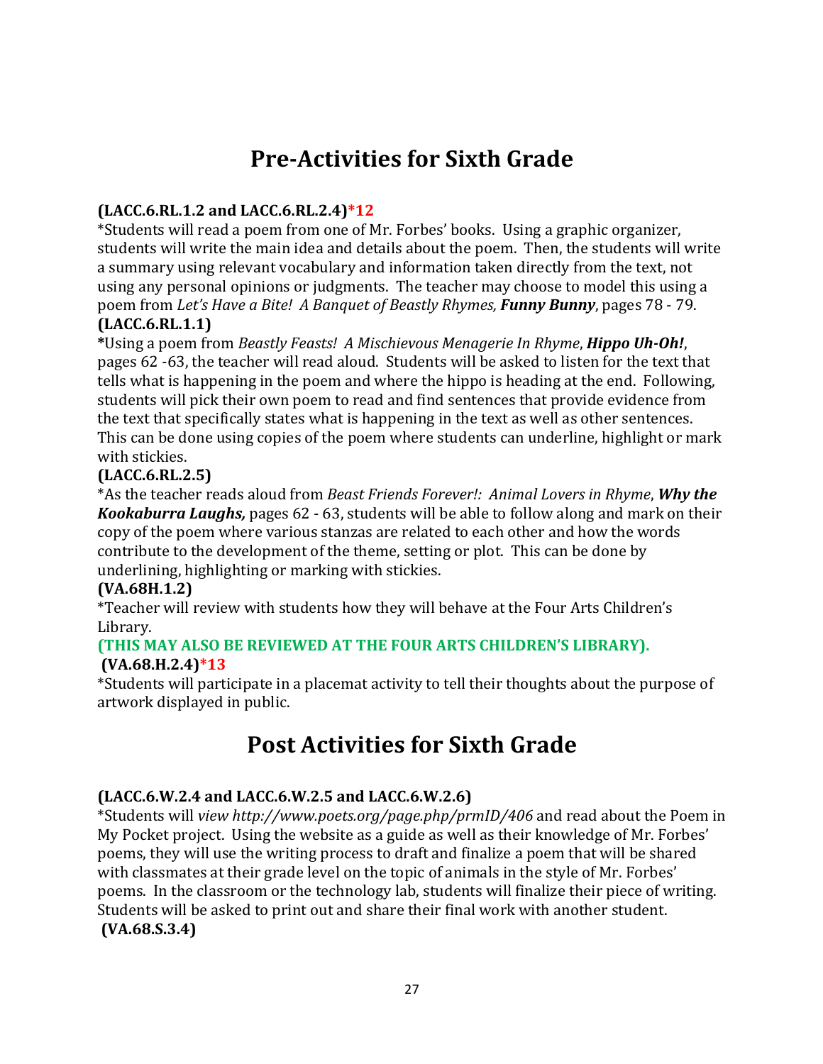# Pre-Activities for Sixth Grade

**(LACC.6.RL.1.2 and LACC.6.RL.2.4)*12**

*Students will read a poem from one of Mr. Forbes' books. Using a graphic organizer, students will write the main idea and details about the poem. Then, the students will write a summary using relevant vocabulary and information taken directly from the text, not using any personal opinions or judgments. The teacher may choose to model this using a poem from *Let's Have a Bite! A Banquet of Beastly Rhymes,* ***Funny Bunny***, pages 78 - 79.

**(LACC.6.RL.1.1)**

***Using a poem from *Beastly Feasts! A Mischievous Menagerie In Rhyme*, ***Hippo Uh-Oh!***, pages 62 -63, the teacher will read aloud. Students will be asked to listen for the text that tells what is happening in the poem and where the hippo is heading at the end. Following, students will pick their own poem to read and find sentences that provide evidence from the text that specifically states what is happening in the text as well as other sentences. This can be done using copies of the poem where students can underline, highlight or mark with stickies.

**(LACC.6.RL.2.5)**

*As the teacher reads aloud from *Beast Friends Forever!: Animal Lovers in Rhyme*, ***Why the Kookaburra Laughs,*** pages 62 - 63, students will be able to follow along and mark on their copy of the poem where various stanzas are related to each other and how the words contribute to the development of the theme, setting or plot. This can be done by underlining, highlighting or marking with stickies.

**(VA.68H.1.2)**

*Teacher will review with students how they will behave at the Four Arts Children's Library.

**(THIS MAY ALSO BE REVIEWED AT THE FOUR ARTS CHILDREN'S LIBRARY).**

**(VA.68.H.2.4)*13**

*Students will participate in a placemat activity to tell their thoughts about the purpose of artwork displayed in public.

# Post Activities for Sixth Grade

**(LACC.6.W.2.4 and LACC.6.W.2.5 and LACC.6.W.2.6)**

*Students will *view http://www.poets.org/page.php/prmID/406* and read about the Poem in My Pocket project. Using the website as a guide as well as their knowledge of Mr. Forbes' poems, they will use the writing process to draft and finalize a poem that will be shared with classmates at their grade level on the topic of animals in the style of Mr. Forbes' poems. In the classroom or the technology lab, students will finalize their piece of writing. Students will be asked to print out and share their final work with another student.

**(VA.68.S.3.4)**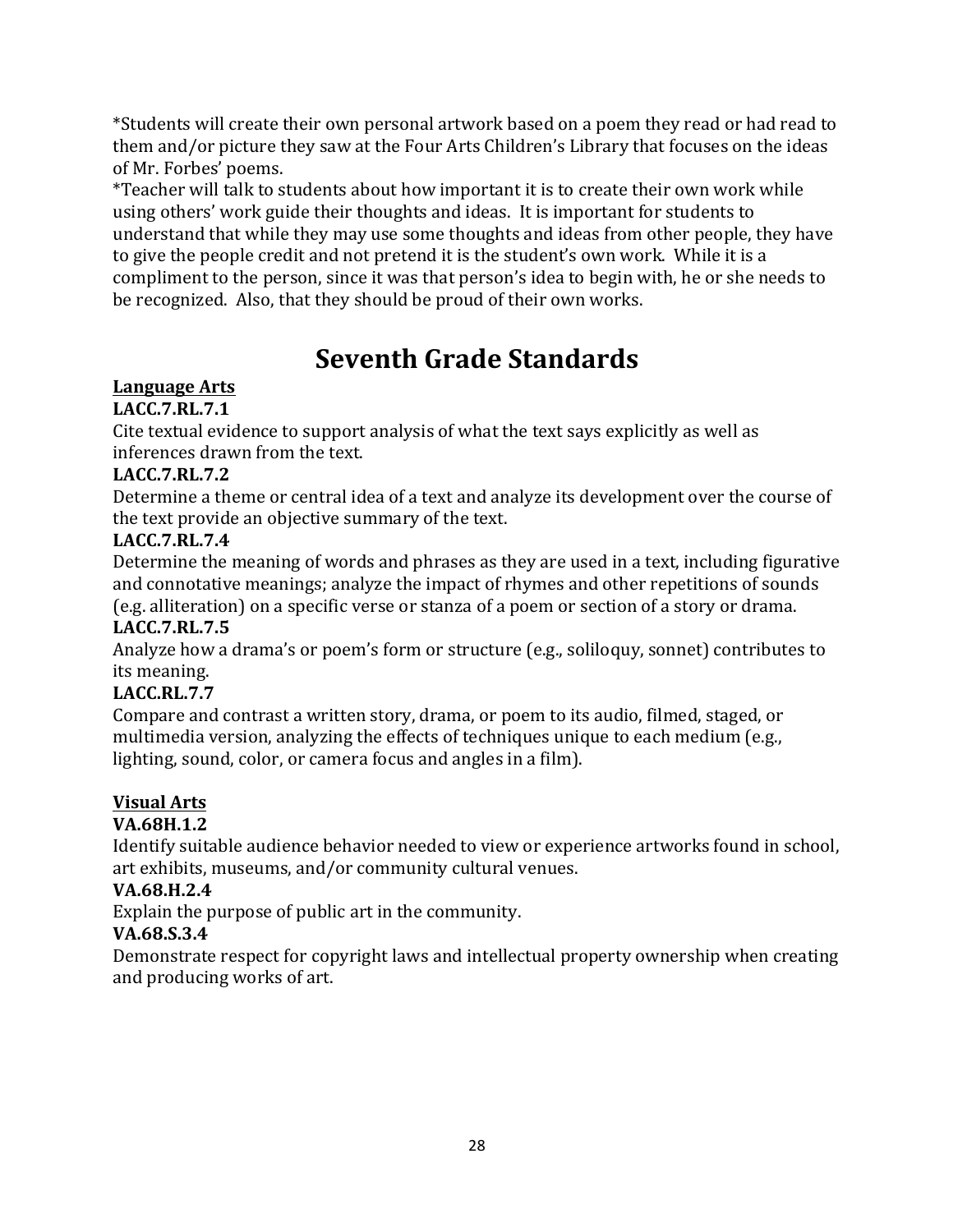*Students will create their own personal artwork based on a poem they read or had read to them and/or picture they saw at the Four Arts Children's Library that focuses on the ideas of Mr. Forbes' poems.

*Teacher will talk to students about how important it is to create their own work while using others' work guide their thoughts and ideas. It is important for students to understand that while they may use some thoughts and ideas from other people, they have to give the people credit and not pretend it is the student's own work. While it is a compliment to the person, since it was that person's idea to begin with, he or she needs to be recognized. Also, that they should be proud of their own works.

# Seventh Grade Standards

**<u>Language Arts</u>**

**LACC.7.RL.7.1**

Cite textual evidence to support analysis of what the text says explicitly as well as inferences drawn from the text.

**LACC.7.RL.7.2**

Determine a theme or central idea of a text and analyze its development over the course of the text provide an objective summary of the text.

**LACC.7.RL.7.4**

Determine the meaning of words and phrases as they are used in a text, including figurative and connotative meanings; analyze the impact of rhymes and other repetitions of sounds (e.g. alliteration) on a specific verse or stanza of a poem or section of a story or drama.

**LACC.7.RL.7.5**

Analyze how a drama's or poem's form or structure (e.g., soliloquy, sonnet) contributes to its meaning.

**LACC.RL.7.7**

Compare and contrast a written story, drama, or poem to its audio, filmed, staged, or multimedia version, analyzing the effects of techniques unique to each medium (e.g., lighting, sound, color, or camera focus and angles in a film).

**<u>Visual Arts</u>**

**VA.68H.1.2**

Identify suitable audience behavior needed to view or experience artworks found in school, art exhibits, museums, and/or community cultural venues.

**VA.68.H.2.4**

Explain the purpose of public art in the community.

**VA.68.S.3.4**

Demonstrate respect for copyright laws and intellectual property ownership when creating and producing works of art.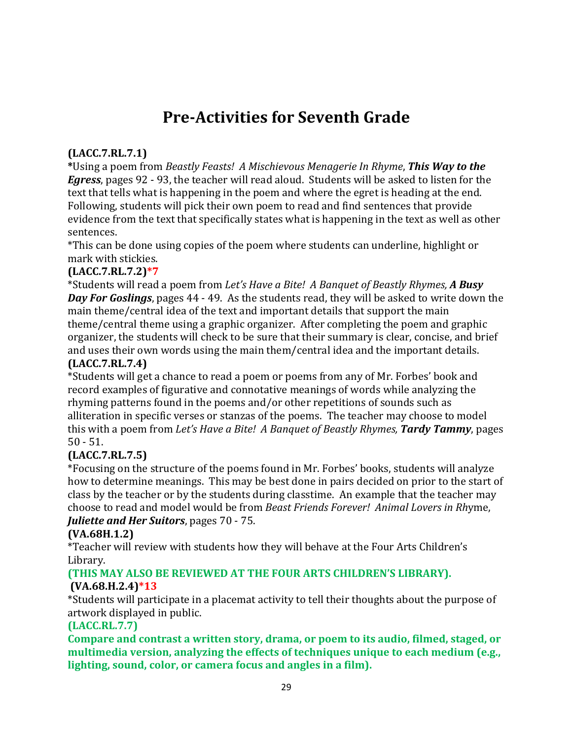# Pre-Activities for Seventh Grade

**(LACC.7.RL.7.1)**

***Using a poem from *Beastly Feasts! A Mischievous Menagerie In Rhyme*, ***This Way to the Egress***, pages 92 - 93, the teacher will read aloud. Students will be asked to listen for the text that tells what is happening in the poem and where the egret is heading at the end. Following, students will pick their own poem to read and find sentences that provide evidence from the text that specifically states what is happening in the text as well as other sentences.

*This can be done using copies of the poem where students can underline, highlight or mark with stickies.

**(LACC.7.RL.7.2)*7**

*Students will read a poem from *Let's Have a Bite! A Banquet of Beastly Rhymes,* ***A Busy Day For Goslings***, pages 44 - 49. As the students read, they will be asked to write down the main theme/central idea of the text and important details that support the main theme/central theme using a graphic organizer. After completing the poem and graphic organizer, the students will check to be sure that their summary is clear, concise, and brief and uses their own words using the main them/central idea and the important details.

**(LACC.7.RL.7.4)**

*Students will get a chance to read a poem or poems from any of Mr. Forbes' book and record examples of figurative and connotative meanings of words while analyzing the rhyming patterns found in the poems and/or other repetitions of sounds such as alliteration in specific verses or stanzas of the poems. The teacher may choose to model this with a poem from *Let's Have a Bite! A Banquet of Beastly Rhymes,* ***Tardy Tammy***, pages 50 - 51.

**(LACC.7.RL.7.5)**

*Focusing on the structure of the poems found in Mr. Forbes' books, students will analyze how to determine meanings. This may be best done in pairs decided on prior to the start of class by the teacher or by the students during classtime. An example that the teacher may choose to read and model would be from *Beast Friends Forever! Animal Lovers in Rhyme*, ***Juliette and Her Suitors***, pages 70 - 75.

**(VA.68H.1.2)**

*Teacher will review with students how they will behave at the Four Arts Children's Library.

**(THIS MAY ALSO BE REVIEWED AT THE FOUR ARTS CHILDREN'S LIBRARY).**

**(VA.68.H.2.4)*13**

*Students will participate in a placemat activity to tell their thoughts about the purpose of artwork displayed in public.

**(LACC.RL.7.7)**

**Compare and contrast a written story, drama, or poem to its audio, filmed, staged, or multimedia version, analyzing the effects of techniques unique to each medium (e.g., lighting, sound, color, or camera focus and angles in a film).**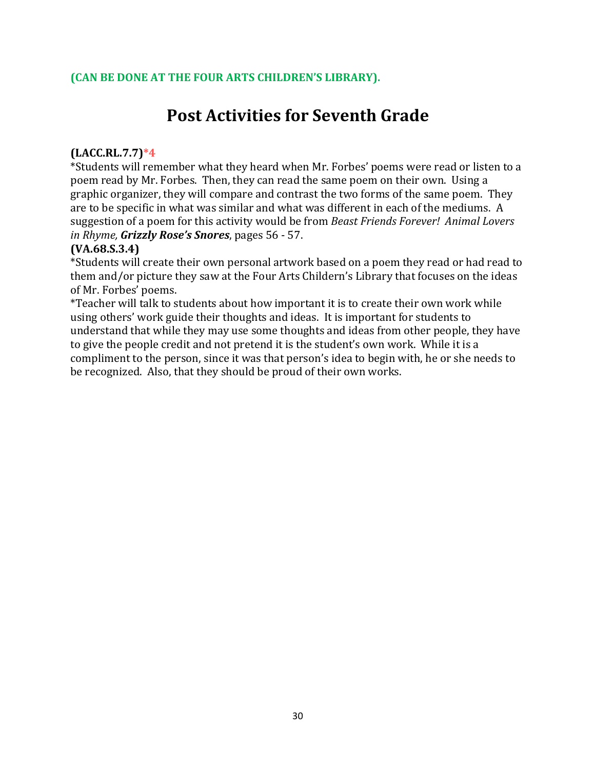**(CAN BE DONE AT THE FOUR ARTS CHILDREN'S LIBRARY).**

# Post Activities for Seventh Grade

**(LACC.RL.7.7)*4**

*Students will remember what they heard when Mr. Forbes' poems were read or listen to a poem read by Mr. Forbes. Then, they can read the same poem on their own. Using a graphic organizer, they will compare and contrast the two forms of the same poem. They are to be specific in what was similar and what was different in each of the mediums. A suggestion of a poem for this activity would be from *Beast Friends Forever! Animal Lovers in Rhyme*, ***Grizzly Rose's Snores***, pages 56 - 57.

**(VA.68.S.3.4)**

*Students will create their own personal artwork based on a poem they read or had read to them and/or picture they saw at the Four Arts Childern's Library that focuses on the ideas of Mr. Forbes' poems.

*Teacher will talk to students about how important it is to create their own work while using others' work guide their thoughts and ideas. It is important for students to understand that while they may use some thoughts and ideas from other people, they have to give the people credit and not pretend it is the student's own work. While it is a compliment to the person, since it was that person's idea to begin with, he or she needs to be recognized. Also, that they should be proud of their own works.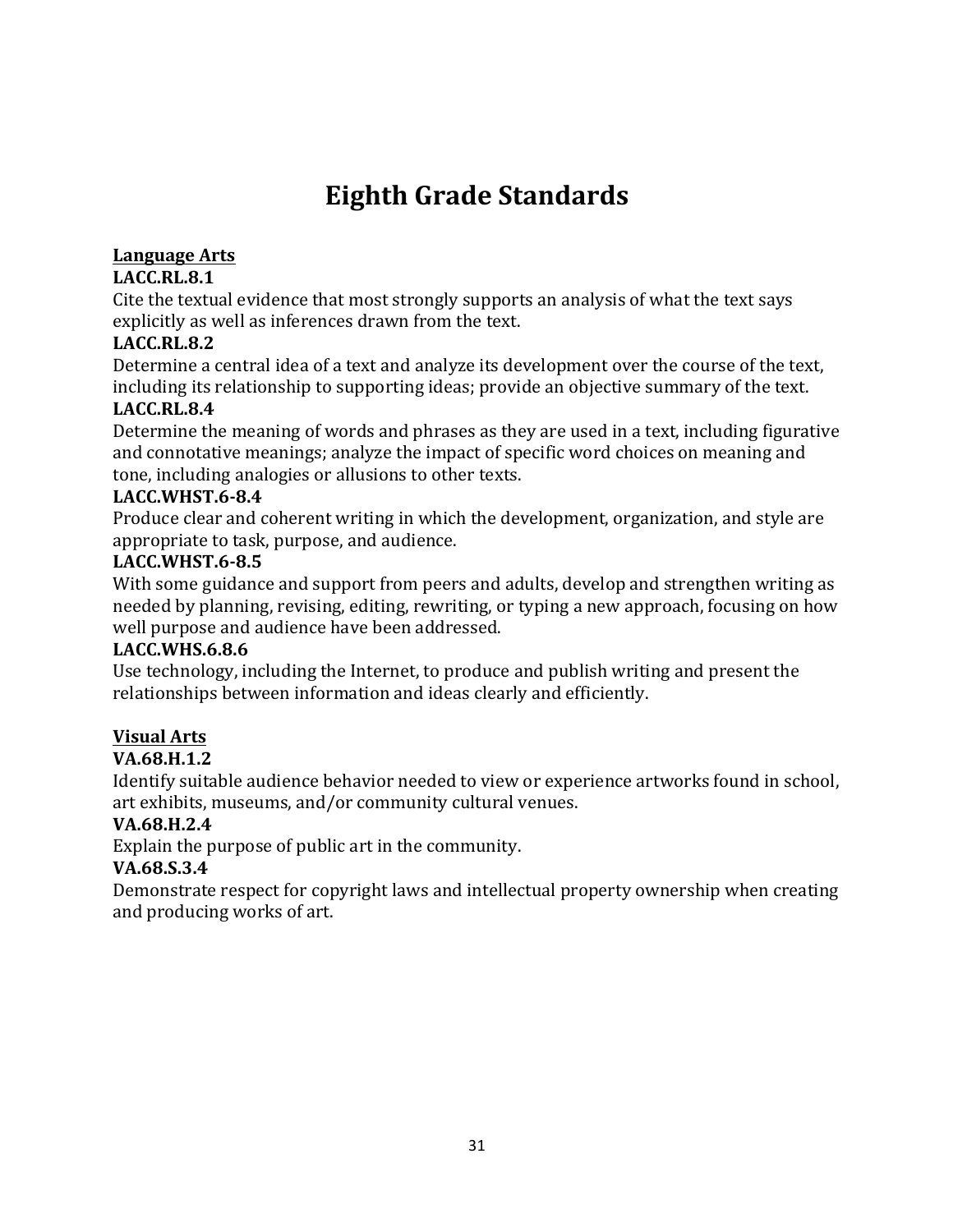# Eighth Grade Standards

**Language Arts**

**LACC.RL.8.1**
Cite the textual evidence that most strongly supports an analysis of what the text says explicitly as well as inferences drawn from the text.

**LACC.RL.8.2**
Determine a central idea of a text and analyze its development over the course of the text, including its relationship to supporting ideas; provide an objective summary of the text.

**LACC.RL.8.4**
Determine the meaning of words and phrases as they are used in a text, including figurative and connotative meanings; analyze the impact of specific word choices on meaning and tone, including analogies or allusions to other texts.

**LACC.WHST.6-8.4**
Produce clear and coherent writing in which the development, organization, and style are appropriate to task, purpose, and audience.

**LACC.WHST.6-8.5**
With some guidance and support from peers and adults, develop and strengthen writing as needed by planning, revising, editing, rewriting, or typing a new approach, focusing on how well purpose and audience have been addressed.

**LACC.WHS.6.8.6**
Use technology, including the Internet, to produce and publish writing and present the relationships between information and ideas clearly and efficiently.

**Visual Arts**

**VA.68.H.1.2**
Identify suitable audience behavior needed to view or experience artworks found in school, art exhibits, museums, and/or community cultural venues.

**VA.68.H.2.4**
Explain the purpose of public art in the community.

**VA.68.S.3.4**
Demonstrate respect for copyright laws and intellectual property ownership when creating and producing works of art.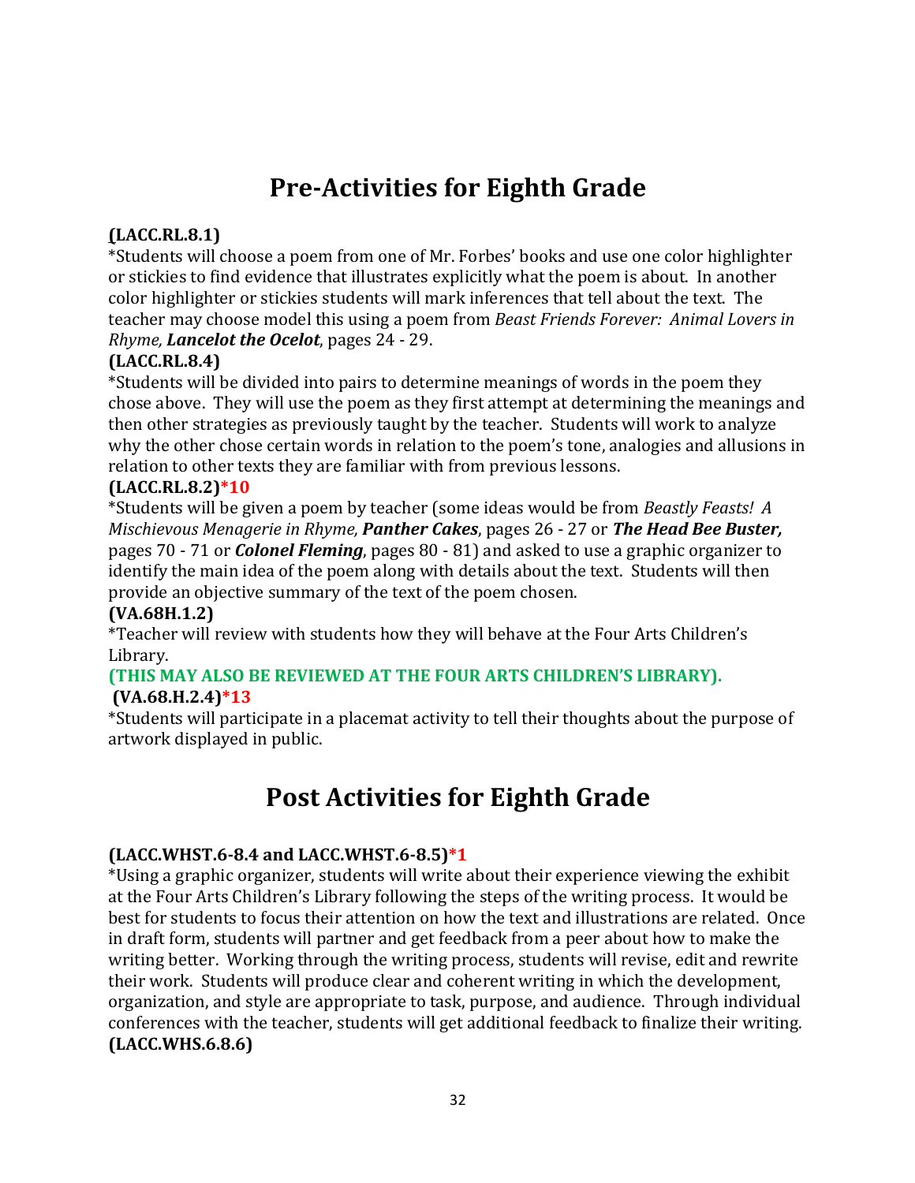# Pre-Activities for Eighth Grade

**(LACC.RL.8.1)**

*Students will choose a poem from one of Mr. Forbes' books and use one color highlighter or stickies to find evidence that illustrates explicitly what the poem is about. In another color highlighter or stickies students will mark inferences that tell about the text. The teacher may choose model this using a poem from *Beast Friends Forever: Animal Lovers in Rhyme,* ***Lancelot the Ocelot***, pages 24 - 29.

**(LACC.RL.8.4)**

*Students will be divided into pairs to determine meanings of words in the poem they chose above. They will use the poem as they first attempt at determining the meanings and then other strategies as previously taught by the teacher. Students will work to analyze why the other chose certain words in relation to the poem's tone, analogies and allusions in relation to other texts they are familiar with from previous lessons.

**(LACC.RL.8.2)*10**

*Students will be given a poem by teacher (some ideas would be from *Beastly Feasts! A Mischievous Menagerie in Rhyme,* ***Panther Cakes***, pages 26 - 27 or ***The Head Bee Buster,*** pages 70 - 71 or ***Colonel Fleming***, pages 80 - 81) and asked to use a graphic organizer to identify the main idea of the poem along with details about the text. Students will then provide an objective summary of the text of the poem chosen.

**(VA.68H.1.2)**

*Teacher will review with students how they will behave at the Four Arts Children's Library.

**(THIS MAY ALSO BE REVIEWED AT THE FOUR ARTS CHILDREN'S LIBRARY).**

**(VA.68.H.2.4)*13**

*Students will participate in a placemat activity to tell their thoughts about the purpose of artwork displayed in public.

# Post Activities for Eighth Grade

**(LACC.WHST.6-8.4 and LACC.WHST.6-8.5)*1**

*Using a graphic organizer, students will write about their experience viewing the exhibit at the Four Arts Children's Library following the steps of the writing process. It would be best for students to focus their attention on how the text and illustrations are related. Once in draft form, students will partner and get feedback from a peer about how to make the writing better. Working through the writing process, students will revise, edit and rewrite their work. Students will produce clear and coherent writing in which the development, organization, and style are appropriate to task, purpose, and audience. Through individual conferences with the teacher, students will get additional feedback to finalize their writing. **(LACC.WHS.6.8.6)**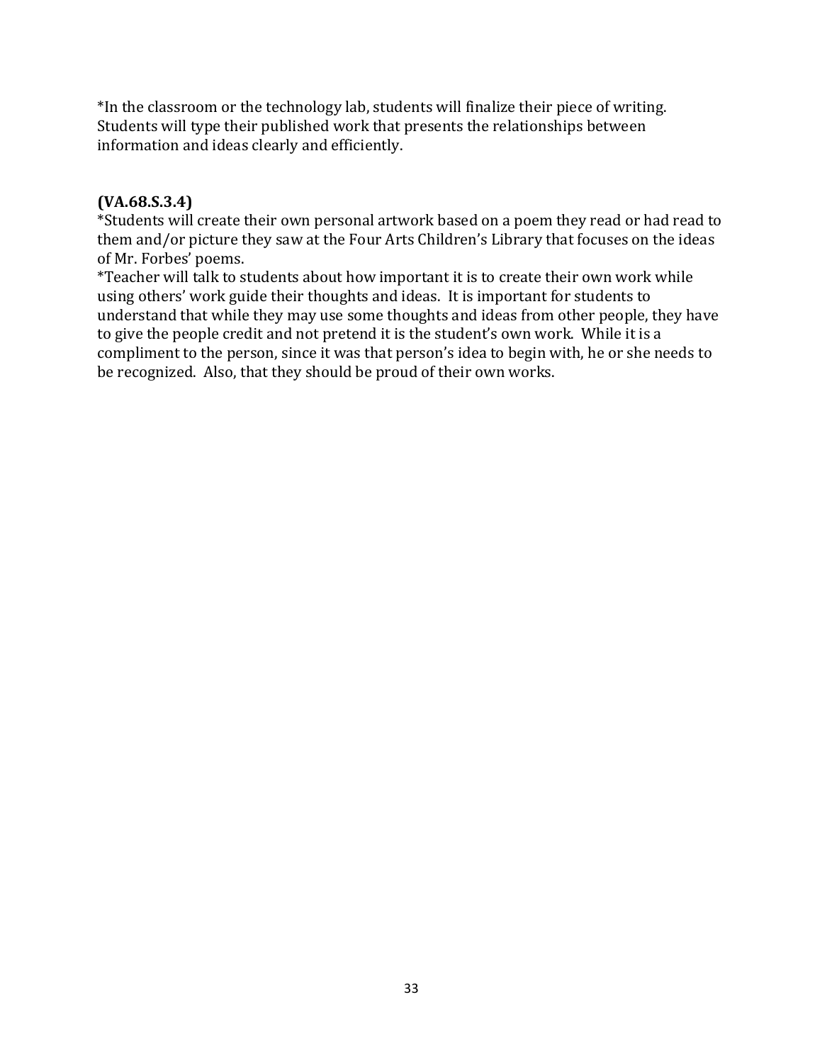*In the classroom or the technology lab, students will finalize their piece of writing. Students will type their published work that presents the relationships between information and ideas clearly and efficiently.

**(VA.68.S.3.4)**

*Students will create their own personal artwork based on a poem they read or had read to them and/or picture they saw at the Four Arts Children's Library that focuses on the ideas of Mr. Forbes' poems.

*Teacher will talk to students about how important it is to create their own work while using others' work guide their thoughts and ideas. It is important for students to understand that while they may use some thoughts and ideas from other people, they have to give the people credit and not pretend it is the student's own work. While it is a compliment to the person, since it was that person's idea to begin with, he or she needs to be recognized. Also, that they should be proud of their own works.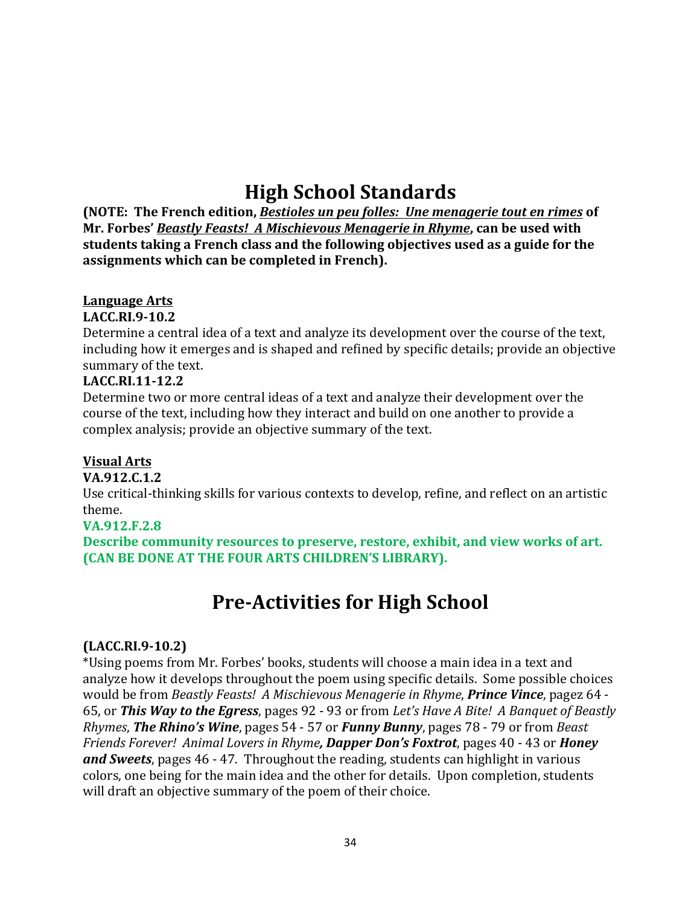# High School Standards

**(NOTE: The French edition, *<u>Bestioles un peu folles: Une menagerie tout en rimes</u>* of Mr. Forbes' *<u>Beastly Feasts! A Mischievous Menagerie in Rhyme</u>*, can be used with students taking a French class and the following objectives used as a guide for the assignments which can be completed in French).**

**<u>Language Arts</u>**

**LACC.RI.9-10.2**

Determine a central idea of a text and analyze its development over the course of the text, including how it emerges and is shaped and refined by specific details; provide an objective summary of the text.

**LACC.RI.11-12.2**

Determine two or more central ideas of a text and analyze their development over the course of the text, including how they interact and build on one another to provide a complex analysis; provide an objective summary of the text.

**<u>Visual Arts</u>**

**VA.912.C.1.2**

Use critical-thinking skills for various contexts to develop, refine, and reflect on an artistic theme.

**VA.912.F.2.8**

**Describe community resources to preserve, restore, exhibit, and view works of art. (CAN BE DONE AT THE FOUR ARTS CHILDREN'S LIBRARY).**

# Pre-Activities for High School

**(LACC.RI.9-10.2)**

*Using poems from Mr. Forbes' books, students will choose a main idea in a text and analyze how it develops throughout the poem using specific details. Some possible choices would be from *Beastly Feasts! A Mischievous Menagerie in Rhyme*, ***Prince Vince***, pagez 64 - 65, or ***This Way to the Egress***, pages 92 - 93 or from *Let's Have A Bite! A Banquet of Beastly Rhymes*, ***The Rhino's Wine***, pages 54 - 57 or ***Funny Bunny***, pages 78 - 79 or from *Beast Friends Forever! Animal Lovers in Rhyme*, ***Dapper Don's Foxtrot***, pages 40 - 43 or ***Honey and Sweets***, pages 46 - 47. Throughout the reading, students can highlight in various colors, one being for the main idea and the other for details. Upon completion, students will draft an objective summary of the poem of their choice.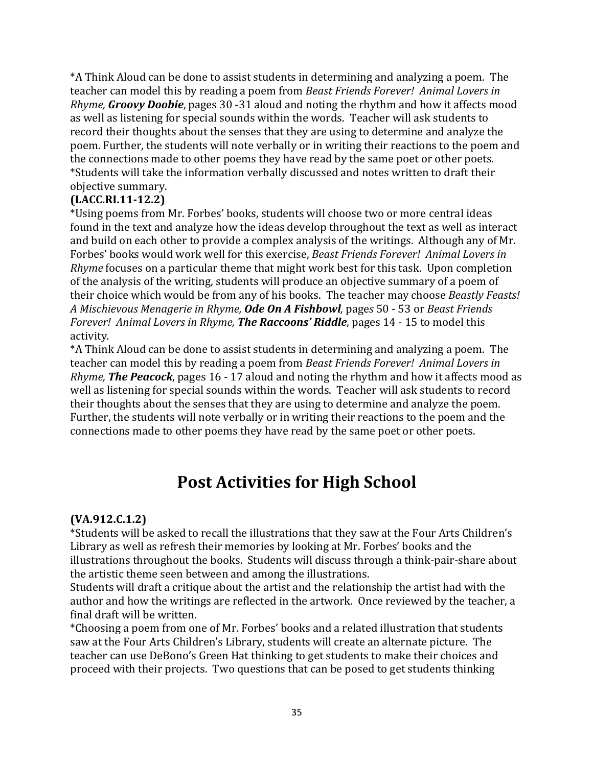*A Think Aloud can be done to assist students in determining and analyzing a poem. The teacher can model this by reading a poem from *Beast Friends Forever! Animal Lovers in Rhyme,* ***Groovy Doobie***, pages 30 -31 aloud and noting the rhythm and how it affects mood as well as listening for special sounds within the words. Teacher will ask students to record their thoughts about the senses that they are using to determine and analyze the poem. Further, the students will note verbally or in writing their reactions to the poem and the connections made to other poems they have read by the same poet or other poets.
*Students will take the information verbally discussed and notes written to draft their objective summary.

**(LACC.RI.11-12.2)**

*Using poems from Mr. Forbes' books, students will choose two or more central ideas found in the text and analyze how the ideas develop throughout the text as well as interact and build on each other to provide a complex analysis of the writings. Although any of Mr. Forbes' books would work well for this exercise, *Beast Friends Forever! Animal Lovers in Rhyme* focuses on a particular theme that might work best for this task. Upon completion of the analysis of the writing, students will produce an objective summary of a poem of their choice which would be from any of his books. The teacher may choose *Beastly Feasts! A Mischievous Menagerie in Rhyme,* ***Ode On A Fishbowl****,* pages 50 - 53 or *Beast Friends Forever! Animal Lovers in Rhyme,* ***The Raccoons' Riddle***, pages 14 - 15 to model this activity*.*

*A Think Aloud can be done to assist students in determining and analyzing a poem. The teacher can model this by reading a poem from *Beast Friends Forever! Animal Lovers in Rhyme,* ***The Peacock***, pages 16 - 17 aloud and noting the rhythm and how it affects mood as well as listening for special sounds within the words. Teacher will ask students to record their thoughts about the senses that they are using to determine and analyze the poem. Further, the students will note verbally or in writing their reactions to the poem and the connections made to other poems they have read by the same poet or other poets.

# Post Activities for High School

**(VA.912.C.1.2)**

*Students will be asked to recall the illustrations that they saw at the Four Arts Children's Library as well as refresh their memories by looking at Mr. Forbes' books and the illustrations throughout the books. Students will discuss through a think-pair-share about the artistic theme seen between and among the illustrations.
Students will draft a critique about the artist and the relationship the artist had with the author and how the writings are reflected in the artwork. Once reviewed by the teacher, a final draft will be written.
*Choosing a poem from one of Mr. Forbes' books and a related illustration that students saw at the Four Arts Children's Library, students will create an alternate picture. The teacher can use DeBono's Green Hat thinking to get students to make their choices and proceed with their projects. Two questions that can be posed to get students thinking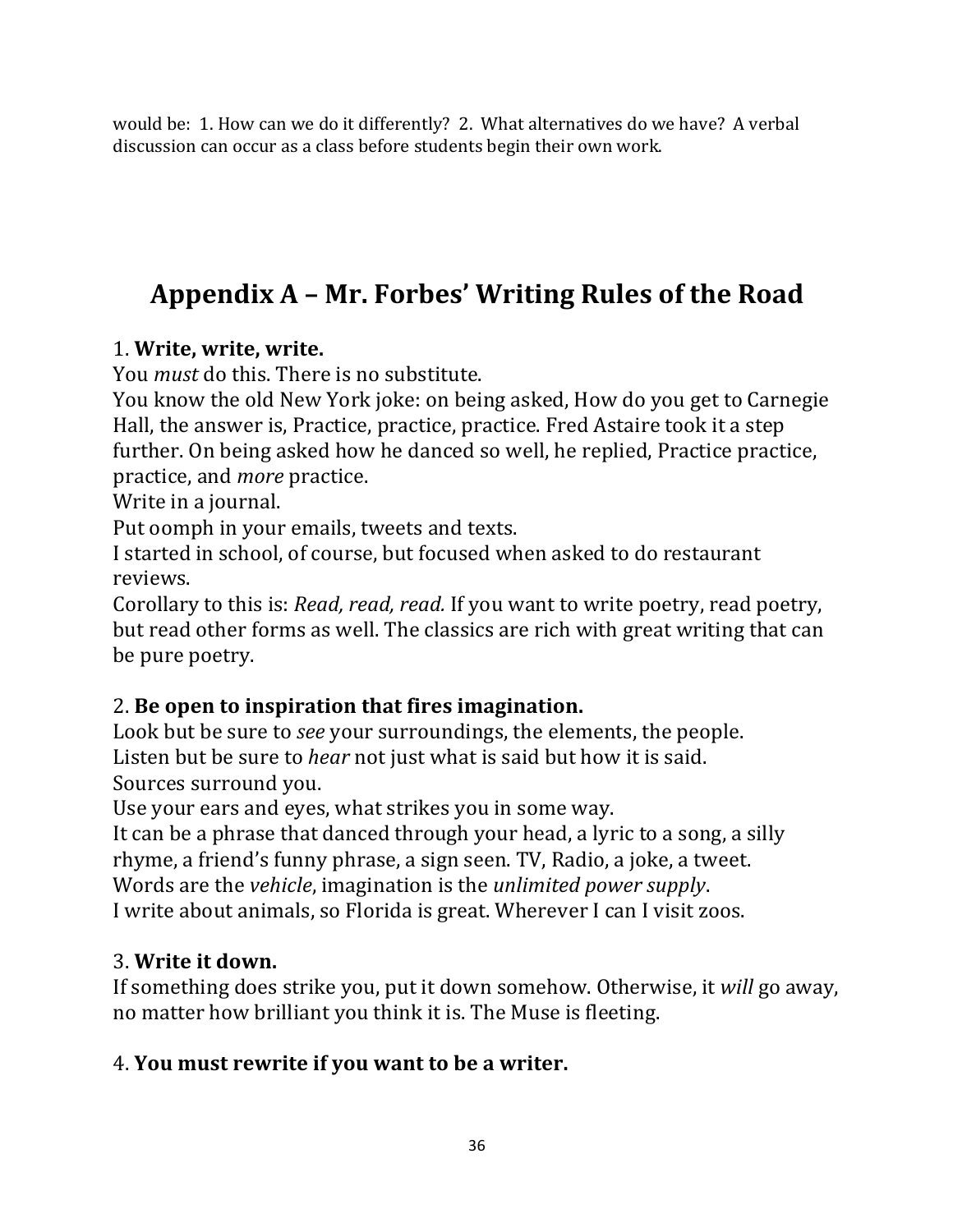would be: 1. How can we do it differently? 2. What alternatives do we have? A verbal discussion can occur as a class before students begin their own work.

# Appendix A – Mr. Forbes' Writing Rules of the Road

1. **Write, write, write.**

You *must* do this. There is no substitute.

You know the old New York joke: on being asked, How do you get to Carnegie Hall, the answer is, Practice, practice, practice. Fred Astaire took it a step further. On being asked how he danced so well, he replied, Practice practice, practice, and *more* practice.

Write in a journal.

Put oomph in your emails, tweets and texts.

I started in school, of course, but focused when asked to do restaurant reviews.

Corollary to this is: *Read, read, read.* If you want to write poetry, read poetry, but read other forms as well. The classics are rich with great writing that can be pure poetry.

2. **Be open to inspiration that fires imagination.**

Look but be sure to *see* your surroundings, the elements, the people.

Listen but be sure to *hear* not just what is said but how it is said.

Sources surround you.

Use your ears and eyes, what strikes you in some way.

It can be a phrase that danced through your head, a lyric to a song, a silly rhyme, a friend's funny phrase, a sign seen. TV, Radio, a joke, a tweet.

Words are the *vehicle*, imagination is the *unlimited power supply*.

I write about animals, so Florida is great. Wherever I can I visit zoos.

3. **Write it down.**

If something does strike you, put it down somehow. Otherwise, it *will* go away, no matter how brilliant you think it is. The Muse is fleeting.

4. **You must rewrite if you want to be a writer.**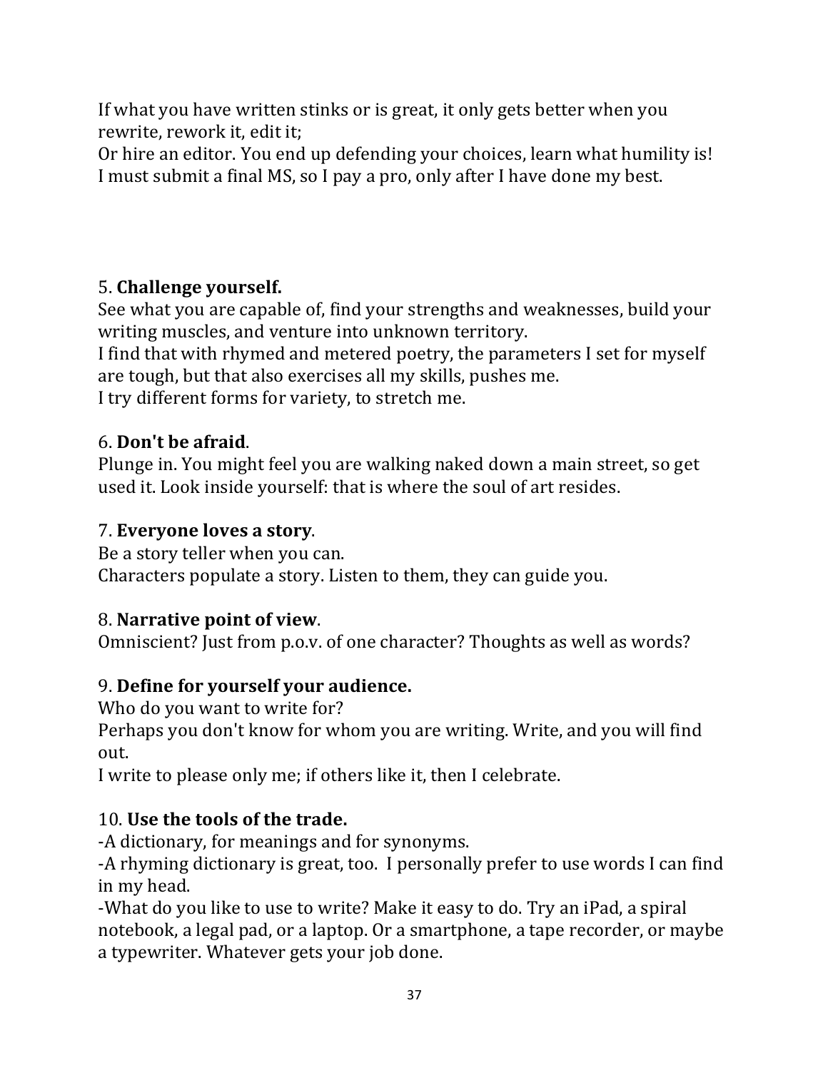If what you have written stinks or is great, it only gets better when you rewrite, rework it, edit it;
Or hire an editor. You end up defending your choices, learn what humility is!
I must submit a final MS, so I pay a pro, only after I have done my best.

5. **Challenge yourself.**
See what you are capable of, find your strengths and weaknesses, build your writing muscles, and venture into unknown territory.
I find that with rhymed and metered poetry, the parameters I set for myself are tough, but that also exercises all my skills, pushes me.
I try different forms for variety, to stretch me.

6. **Don't be afraid**.
Plunge in. You might feel you are walking naked down a main street, so get used it. Look inside yourself: that is where the soul of art resides.

7. **Everyone loves a story**.
Be a story teller when you can.
Characters populate a story. Listen to them, they can guide you.

8. **Narrative point of view**.
Omniscient? Just from p.o.v. of one character? Thoughts as well as words?

9. **Define for yourself your audience.**
Who do you want to write for?
Perhaps you don't know for whom you are writing. Write, and you will find out.
I write to please only me; if others like it, then I celebrate.

10. **Use the tools of the trade.**
-A dictionary, for meanings and for synonyms.
-A rhyming dictionary is great, too. I personally prefer to use words I can find in my head.
-What do you like to use to write? Make it easy to do. Try an iPad, a spiral notebook, a legal pad, or a laptop. Or a smartphone, a tape recorder, or maybe a typewriter. Whatever gets your job done.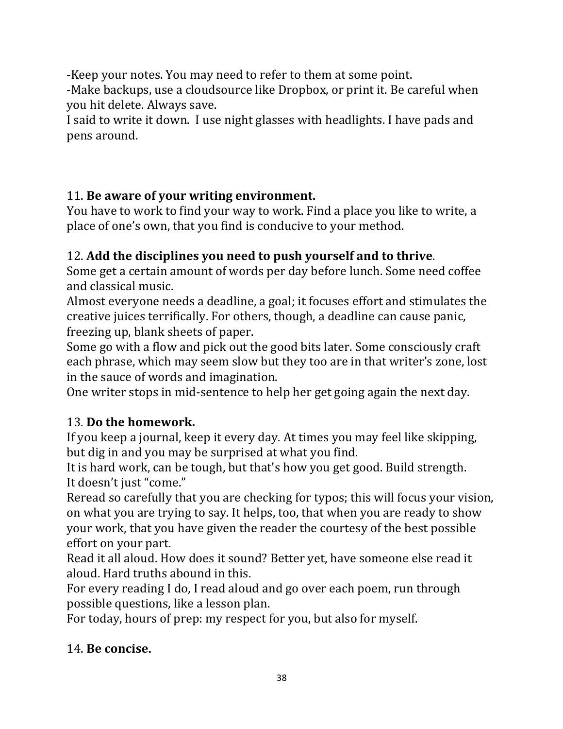-Keep your notes. You may need to refer to them at some point.
-Make backups, use a cloudsource like Dropbox, or print it. Be careful when you hit delete. Always save.
I said to write it down. I use night glasses with headlights. I have pads and pens around.

11. **Be aware of your writing environment.**
You have to work to find your way to work. Find a place you like to write, a place of one's own, that you find is conducive to your method.

12. **Add the disciplines you need to push yourself and to thrive**.
Some get a certain amount of words per day before lunch. Some need coffee and classical music.
Almost everyone needs a deadline, a goal; it focuses effort and stimulates the creative juices terrifically. For others, though, a deadline can cause panic, freezing up, blank sheets of paper.
Some go with a flow and pick out the good bits later. Some consciously craft each phrase, which may seem slow but they too are in that writer's zone, lost in the sauce of words and imagination.
One writer stops in mid-sentence to help her get going again the next day.

13. **Do the homework.**
If you keep a journal, keep it every day. At times you may feel like skipping, but dig in and you may be surprised at what you find.
It is hard work, can be tough, but that's how you get good. Build strength.
It doesn't just "come."
Reread so carefully that you are checking for typos; this will focus your vision, on what you are trying to say. It helps, too, that when you are ready to show your work, that you have given the reader the courtesy of the best possible effort on your part.
Read it all aloud. How does it sound? Better yet, have someone else read it aloud. Hard truths abound in this.
For every reading I do, I read aloud and go over each poem, run through possible questions, like a lesson plan.
For today, hours of prep: my respect for you, but also for myself.

14. **Be concise.**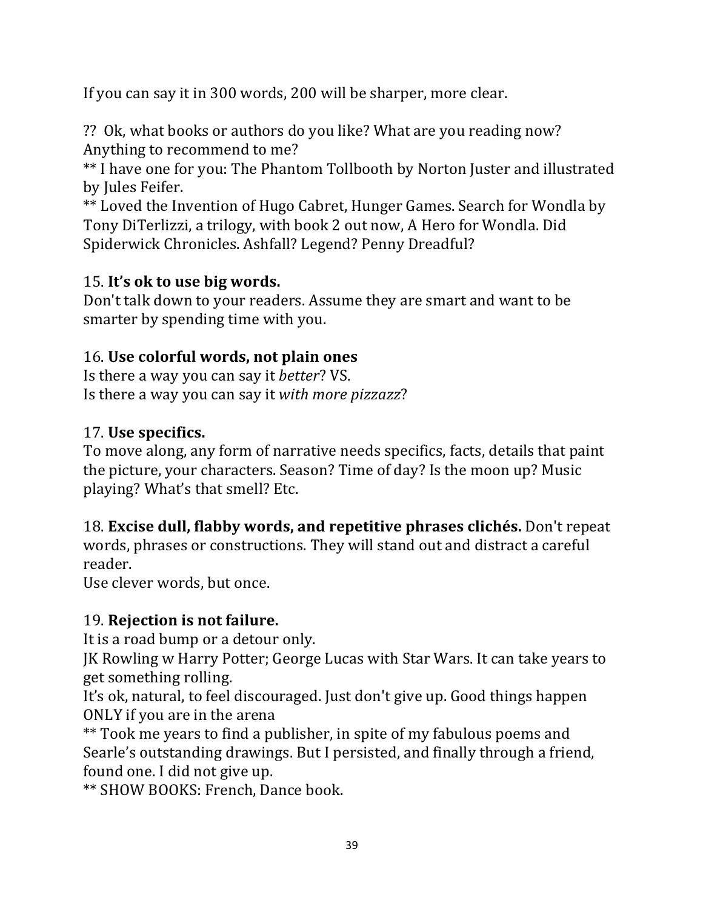If you can say it in 300 words, 200 will be sharper, more clear.

?? Ok, what books or authors do you like? What are you reading now? Anything to recommend to me?
** I have one for you: The Phantom Tollbooth by Norton Juster and illustrated by Jules Feifer.
** Loved the Invention of Hugo Cabret, Hunger Games. Search for Wondla by Tony DiTerlizzi, a trilogy, with book 2 out now, A Hero for Wondla. Did Spiderwick Chronicles. Ashfall? Legend? Penny Dreadful?

15. **It's ok to use big words.**
Don't talk down to your readers. Assume they are smart and want to be smarter by spending time with you.

16. **Use colorful words, not plain ones**
Is there a way you can say it *better*? VS.
Is there a way you can say it *with more pizzazz*?

17. **Use specifics.**
To move along, any form of narrative needs specifics, facts, details that paint the picture, your characters. Season? Time of day? Is the moon up? Music playing? What's that smell? Etc.

18. **Excise dull, flabby words, and repetitive phrases clichés.** Don't repeat words, phrases or constructions. They will stand out and distract a careful reader.
Use clever words, but once.

19. **Rejection is not failure.**
It is a road bump or a detour only.
JK Rowling w Harry Potter; George Lucas with Star Wars. It can take years to get something rolling.
It's ok, natural, to feel discouraged. Just don't give up. Good things happen ONLY if you are in the arena
** Took me years to find a publisher, in spite of my fabulous poems and Searle's outstanding drawings. But I persisted, and finally through a friend, found one. I did not give up.
** SHOW BOOKS: French, Dance book.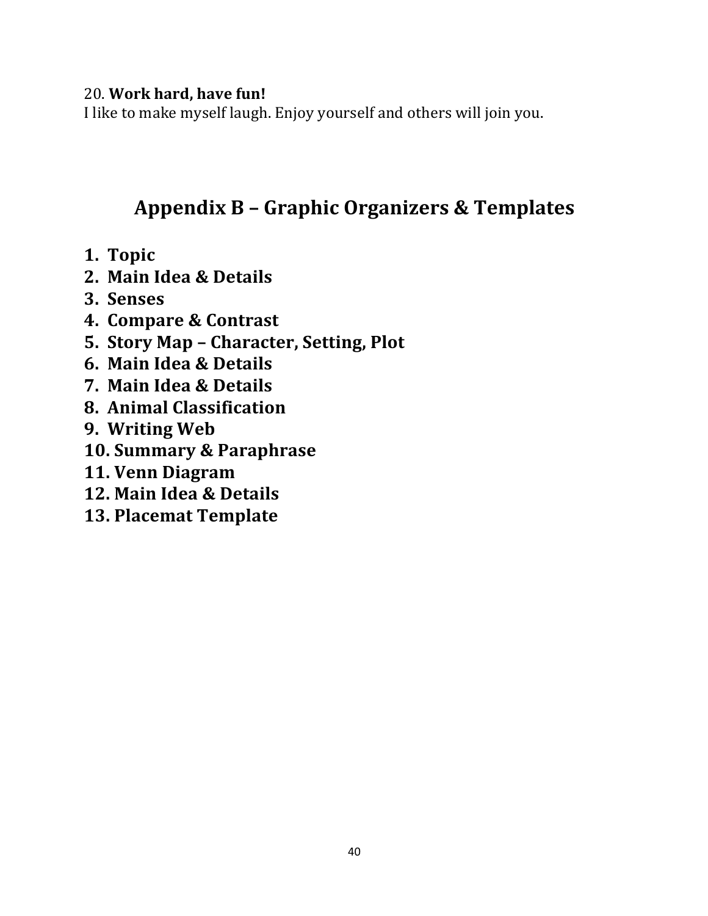20. **Work hard, have fun!**
I like to make myself laugh. Enjoy yourself and others will join you.

## Appendix B – Graphic Organizers & Templates

1. **Topic**
2. **Main Idea & Details**
3. **Senses**
4. **Compare & Contrast**
5. **Story Map – Character, Setting, Plot**
6. **Main Idea & Details**
7. **Main Idea & Details**
8. **Animal Classification**
9. **Writing Web**
10. **Summary & Paraphrase**
11. **Venn Diagram**
12. **Main Idea & Details**
13. **Placemat Template**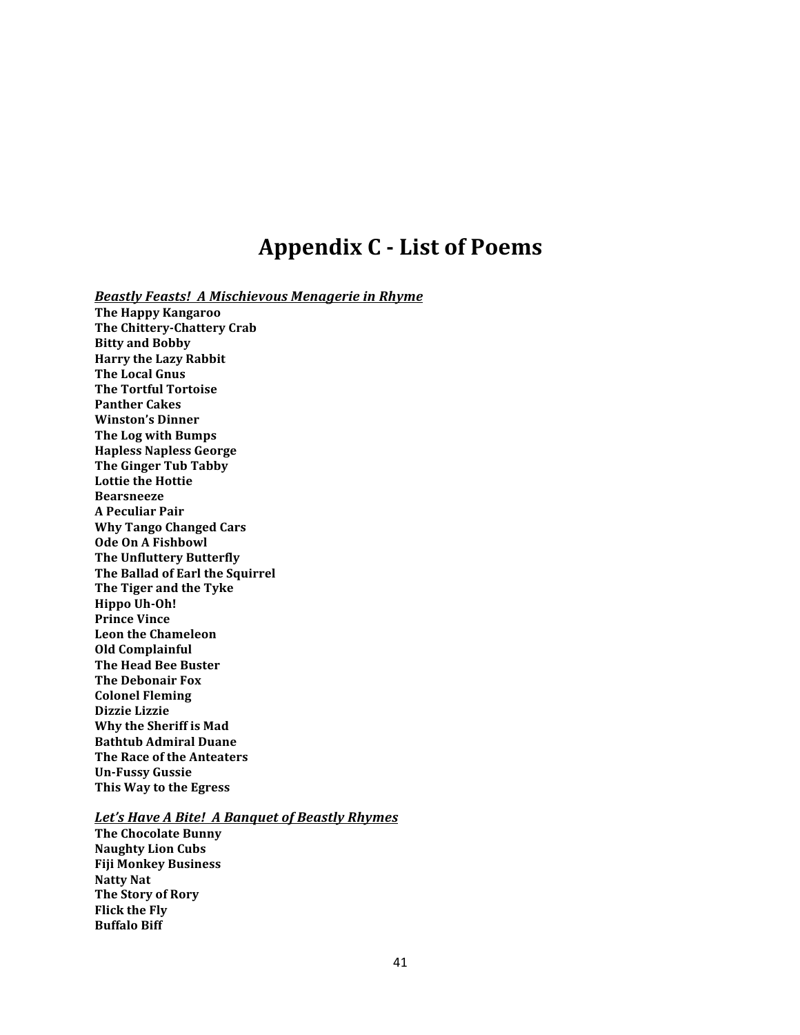# Appendix C - List of Poems

***Beastly Feasts! A Mischievous Menagerie in Rhyme***

**The Happy Kangaroo**
**The Chittery-Chattery Crab**
**Bitty and Bobby**
**Harry the Lazy Rabbit**
**The Local Gnus**
**The Tortful Tortoise**
**Panther Cakes**
**Winston's Dinner**
**The Log with Bumps**
**Hapless Napless George**
**The Ginger Tub Tabby**
**Lottie the Hottie**
**Bearsneeze**
**A Peculiar Pair**
**Why Tango Changed Cars**
**Ode On A Fishbowl**
**The Unfluttery Butterfly**
**The Ballad of Earl the Squirrel**
**The Tiger and the Tyke**
**Hippo Uh-Oh!**
**Prince Vince**
**Leon the Chameleon**
**Old Complainful**
**The Head Bee Buster**
**The Debonair Fox**
**Colonel Fleming**
**Dizzie Lizzie**
**Why the Sheriff is Mad**
**Bathtub Admiral Duane**
**The Race of the Anteaters**
**Un-Fussy Gussie**
**This Way to the Egress**

***Let's Have A Bite! A Banquet of Beastly Rhymes***

**The Chocolate Bunny**
**Naughty Lion Cubs**
**Fiji Monkey Business**
**Natty Nat**
**The Story of Rory**
**Flick the Fly**
**Buffalo Biff**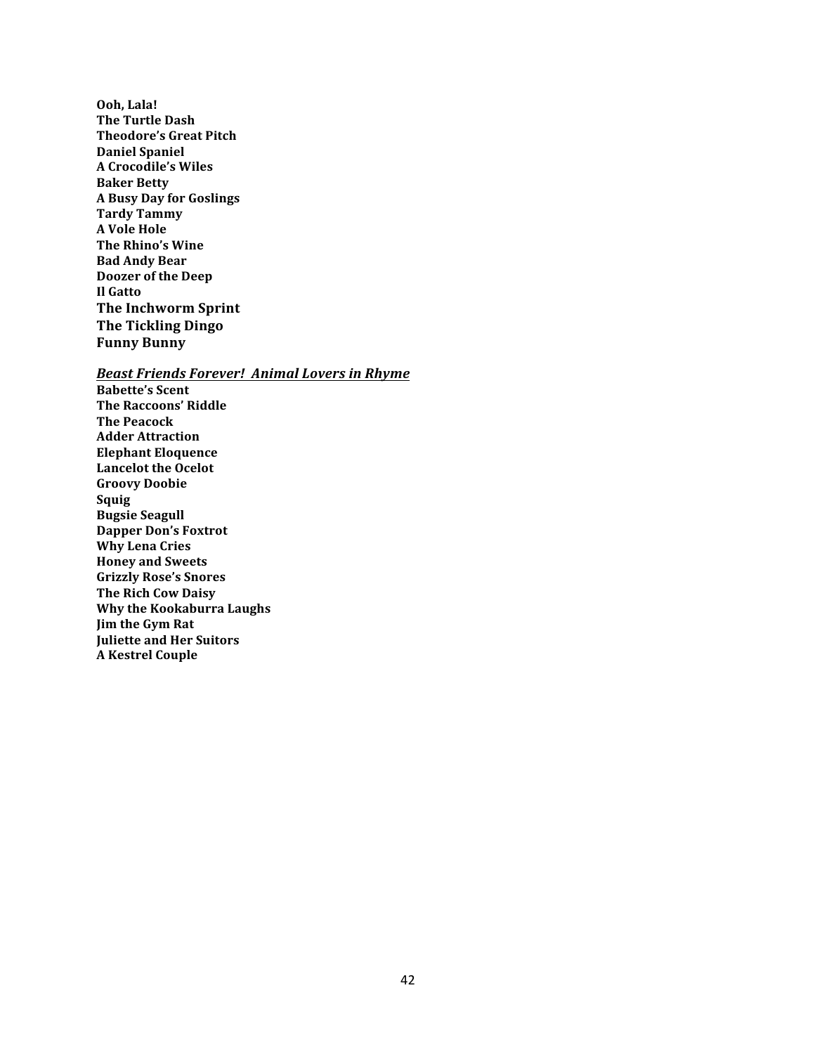**Ooh, Lala!**
**The Turtle Dash**
**Theodore's Great Pitch**
**Daniel Spaniel**
**A Crocodile's Wiles**
**Baker Betty**
**A Busy Day for Goslings**
**Tardy Tammy**
**A Vole Hole**
**The Rhino's Wine**
**Bad Andy Bear**
**Doozer of the Deep**
**Il Gatto**
**The Inchworm Sprint**
**The Tickling Dingo**
**Funny Bunny**

***Beast Friends Forever! Animal Lovers in Rhyme***

**Babette's Scent**
**The Raccoons' Riddle**
**The Peacock**
**Adder Attraction**
**Elephant Eloquence**
**Lancelot the Ocelot**
**Groovy Doobie**
**Squig**
**Bugsie Seagull**
**Dapper Don's Foxtrot**
**Why Lena Cries**
**Honey and Sweets**
**Grizzly Rose's Snores**
**The Rich Cow Daisy**
**Why the Kookaburra Laughs**
**Jim the Gym Rat**
**Juliette and Her Suitors**
**A Kestrel Couple**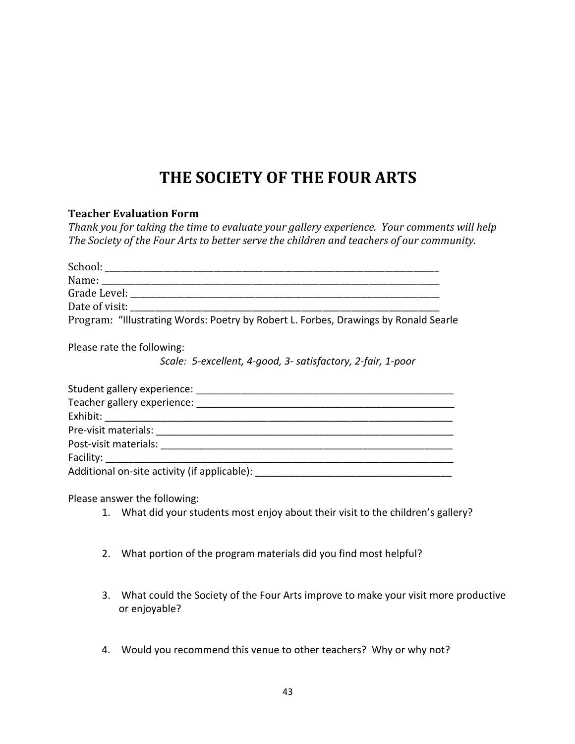# THE SOCIETY OF THE FOUR ARTS

**Teacher Evaluation Form**

*Thank you for taking the time to evaluate your gallery experience. Your comments will help The Society of the Four Arts to better serve the children and teachers of our community.*

School: ______________________________________________________________________

Name: ______________________________________________________________________

Grade Level: __________________________________________________________________

Date of visit: _________________________________________________________________

Program: "Illustrating Words: Poetry by Robert L. Forbes, Drawings by Ronald Searle

Please rate the following:

*Scale: 5-excellent, 4-good, 3- satisfactory, 2-fair, 1-poor*

Student gallery experience: ______________________________________________

Teacher gallery experience: ______________________________________________

Exhibit: _______________________________________________________________

Pre-visit materials: _____________________________________________________

Post-visit materials: ____________________________________________________

Facility: _______________________________________________________________

Additional on-site activity (if applicable): __________________________________

Please answer the following:

1. What did your students most enjoy about their visit to the children's gallery?

2. What portion of the program materials did you find most helpful?

3. What could the Society of the Four Arts improve to make your visit more productive or enjoyable?

4. Would you recommend this venue to other teachers? Why or why not?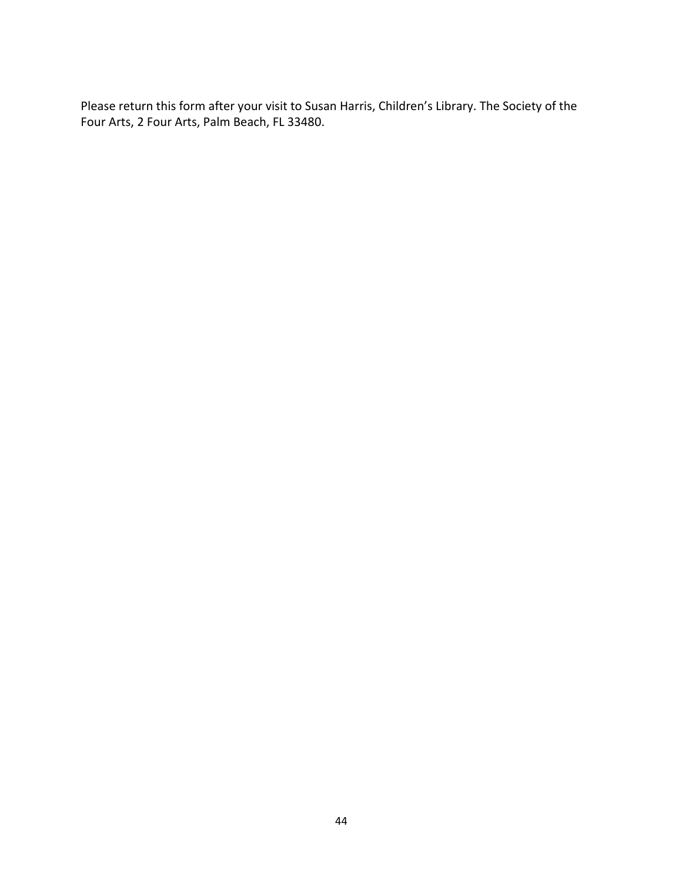Please return this form after your visit to Susan Harris, Children's Library. The Society of the Four Arts, 2 Four Arts, Palm Beach, FL 33480.